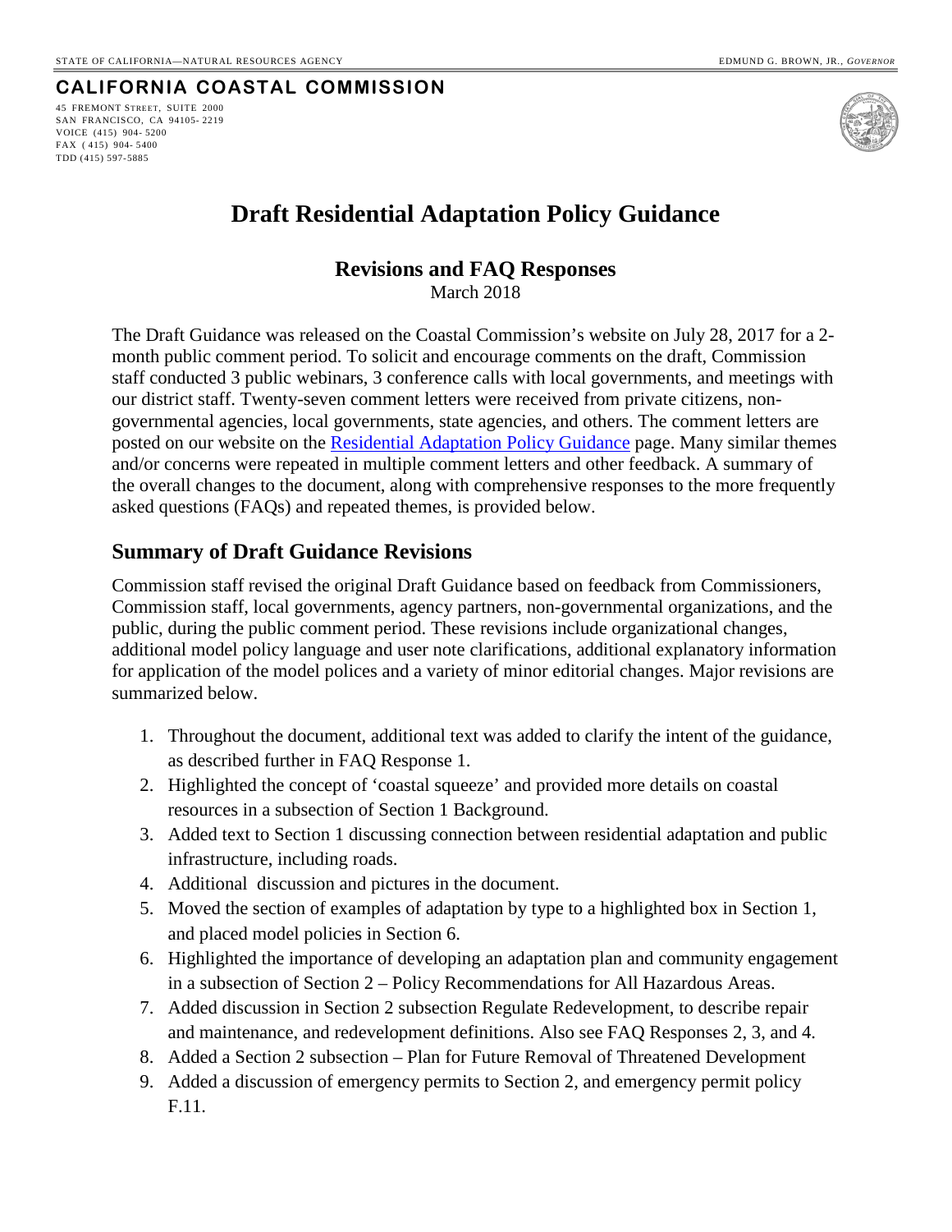STATE OF CALIFORNIA—NATURAL RESOURCES AGENCY EDMUND G. BROWN, JR., *GOVERNOR*

**CALIFORNIA COASTAL COMMISSION**

45 FREMONT STREET, SUITE 2000
SAN FRANCISCO, CA 94105- 2219
VOICE (415) 904- 5200
FAX ( 415) 904- 5400
TDD (415) 597-5885

# Draft Residential Adaptation Policy Guidance

## Revisions and FAQ Responses

March 2018

The Draft Guidance was released on the Coastal Commission's website on July 28, 2017 for a 2-month public comment period. To solicit and encourage comments on the draft, Commission staff conducted 3 public webinars, 3 conference calls with local governments, and meetings with our district staff. Twenty-seven comment letters were received from private citizens, non-governmental agencies, local governments, state agencies, and others. The comment letters are posted on our website on the Residential Adaptation Policy Guidance page. Many similar themes and/or concerns were repeated in multiple comment letters and other feedback. A summary of the overall changes to the document, along with comprehensive responses to the more frequently asked questions (FAQs) and repeated themes, is provided below.

## Summary of Draft Guidance Revisions

Commission staff revised the original Draft Guidance based on feedback from Commissioners, Commission staff, local governments, agency partners, non-governmental organizations, and the public, during the public comment period. These revisions include organizational changes, additional model policy language and user note clarifications, additional explanatory information for application of the model polices and a variety of minor editorial changes. Major revisions are summarized below.

1. Throughout the document, additional text was added to clarify the intent of the guidance, as described further in FAQ Response 1.
2. Highlighted the concept of 'coastal squeeze' and provided more details on coastal resources in a subsection of Section 1 Background.
3. Added text to Section 1 discussing connection between residential adaptation and public infrastructure, including roads.
4. Additional discussion and pictures in the document.
5. Moved the section of examples of adaptation by type to a highlighted box in Section 1, and placed model policies in Section 6.
6. Highlighted the importance of developing an adaptation plan and community engagement in a subsection of Section 2 – Policy Recommendations for All Hazardous Areas.
7. Added discussion in Section 2 subsection Regulate Redevelopment, to describe repair and maintenance, and redevelopment definitions. Also see FAQ Responses 2, 3, and 4.
8. Added a Section 2 subsection – Plan for Future Removal of Threatened Development
9. Added a discussion of emergency permits to Section 2, and emergency permit policy F.11.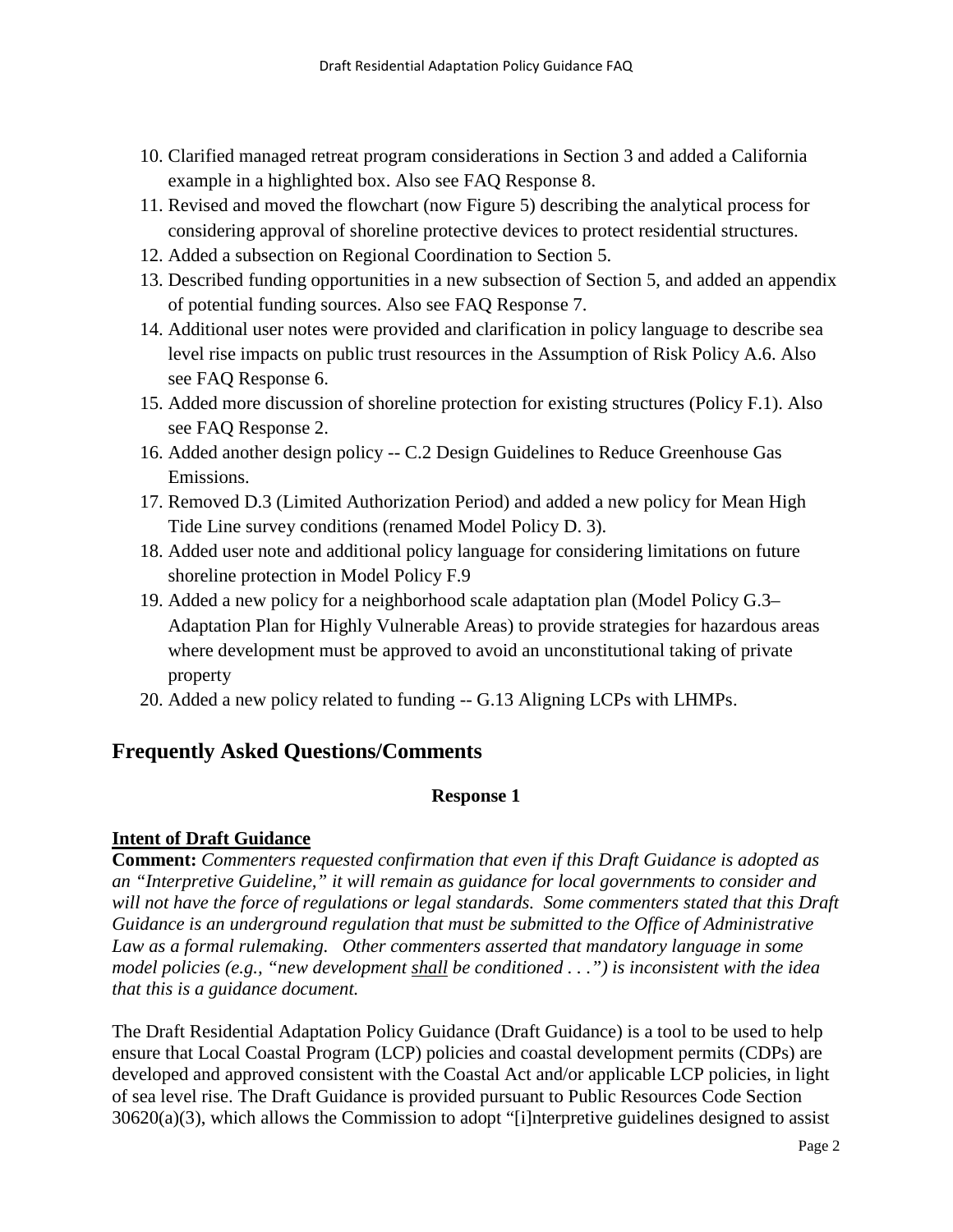10. Clarified managed retreat program considerations in Section 3 and added a California example in a highlighted box. Also see FAQ Response 8.
11. Revised and moved the flowchart (now Figure 5) describing the analytical process for considering approval of shoreline protective devices to protect residential structures.
12. Added a subsection on Regional Coordination to Section 5.
13. Described funding opportunities in a new subsection of Section 5, and added an appendix of potential funding sources. Also see FAQ Response 7.
14. Additional user notes were provided and clarification in policy language to describe sea level rise impacts on public trust resources in the Assumption of Risk Policy A.6. Also see FAQ Response 6.
15. Added more discussion of shoreline protection for existing structures (Policy F.1). Also see FAQ Response 2.
16. Added another design policy -- C.2 Design Guidelines to Reduce Greenhouse Gas Emissions.
17. Removed D.3 (Limited Authorization Period) and added a new policy for Mean High Tide Line survey conditions (renamed Model Policy D. 3).
18. Added user note and additional policy language for considering limitations on future shoreline protection in Model Policy F.9
19. Added a new policy for a neighborhood scale adaptation plan (Model Policy G.3– Adaptation Plan for Highly Vulnerable Areas) to provide strategies for hazardous areas where development must be approved to avoid an unconstitutional taking of private property
20. Added a new policy related to funding -- G.13 Aligning LCPs with LHMPs.

## Frequently Asked Questions/Comments

**Response 1**

**Intent of Draft Guidance**

**Comment:** *Commenters requested confirmation that even if this Draft Guidance is adopted as an "Interpretive Guideline," it will remain as guidance for local governments to consider and will not have the force of regulations or legal standards. Some commenters stated that this Draft Guidance is an underground regulation that must be submitted to the Office of Administrative Law as a formal rulemaking. Other commenters asserted that mandatory language in some model policies (e.g., "new development shall be conditioned . . .") is inconsistent with the idea that this is a guidance document.*

The Draft Residential Adaptation Policy Guidance (Draft Guidance) is a tool to be used to help ensure that Local Coastal Program (LCP) policies and coastal development permits (CDPs) are developed and approved consistent with the Coastal Act and/or applicable LCP policies, in light of sea level rise. The Draft Guidance is provided pursuant to Public Resources Code Section 30620(a)(3), which allows the Commission to adopt "[i]nterpretive guidelines designed to assist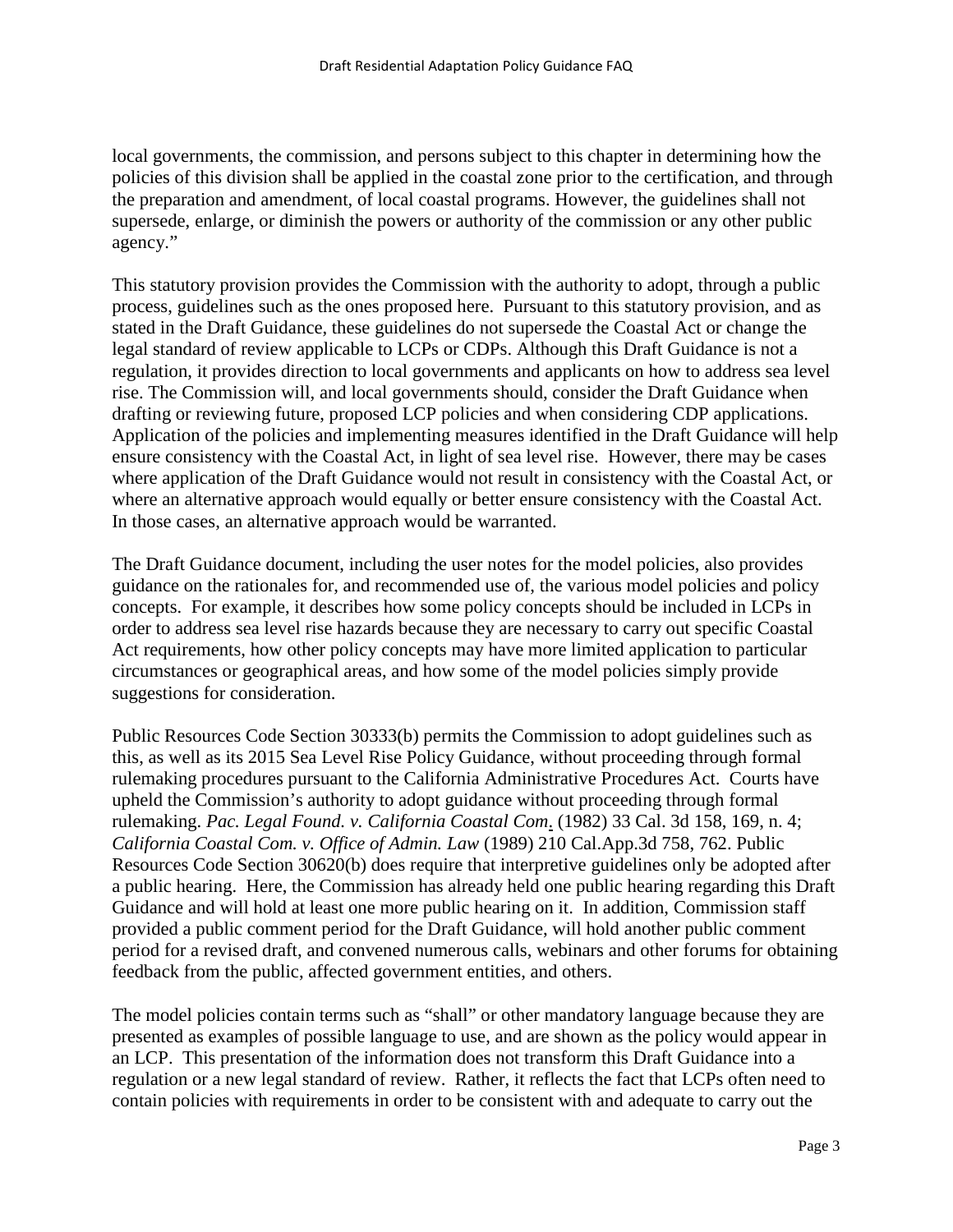local governments, the commission, and persons subject to this chapter in determining how the policies of this division shall be applied in the coastal zone prior to the certification, and through the preparation and amendment, of local coastal programs. However, the guidelines shall not supersede, enlarge, or diminish the powers or authority of the commission or any other public agency."

This statutory provision provides the Commission with the authority to adopt, through a public process, guidelines such as the ones proposed here. Pursuant to this statutory provision, and as stated in the Draft Guidance, these guidelines do not supersede the Coastal Act or change the legal standard of review applicable to LCPs or CDPs. Although this Draft Guidance is not a regulation, it provides direction to local governments and applicants on how to address sea level rise. The Commission will, and local governments should, consider the Draft Guidance when drafting or reviewing future, proposed LCP policies and when considering CDP applications. Application of the policies and implementing measures identified in the Draft Guidance will help ensure consistency with the Coastal Act, in light of sea level rise. However, there may be cases where application of the Draft Guidance would not result in consistency with the Coastal Act, or where an alternative approach would equally or better ensure consistency with the Coastal Act. In those cases, an alternative approach would be warranted.

The Draft Guidance document, including the user notes for the model policies, also provides guidance on the rationales for, and recommended use of, the various model policies and policy concepts. For example, it describes how some policy concepts should be included in LCPs in order to address sea level rise hazards because they are necessary to carry out specific Coastal Act requirements, how other policy concepts may have more limited application to particular circumstances or geographical areas, and how some of the model policies simply provide suggestions for consideration.

Public Resources Code Section 30333(b) permits the Commission to adopt guidelines such as this, as well as its 2015 Sea Level Rise Policy Guidance, without proceeding through formal rulemaking procedures pursuant to the California Administrative Procedures Act. Courts have upheld the Commission's authority to adopt guidance without proceeding through formal rulemaking. *Pac. Legal Found. v. California Coastal Com*. (1982) 33 Cal. 3d 158, 169, n. 4; *California Coastal Com. v. Office of Admin. Law* (1989) 210 Cal.App.3d 758, 762. Public Resources Code Section 30620(b) does require that interpretive guidelines only be adopted after a public hearing. Here, the Commission has already held one public hearing regarding this Draft Guidance and will hold at least one more public hearing on it. In addition, Commission staff provided a public comment period for the Draft Guidance, will hold another public comment period for a revised draft, and convened numerous calls, webinars and other forums for obtaining feedback from the public, affected government entities, and others.

The model policies contain terms such as "shall" or other mandatory language because they are presented as examples of possible language to use, and are shown as the policy would appear in an LCP. This presentation of the information does not transform this Draft Guidance into a regulation or a new legal standard of review. Rather, it reflects the fact that LCPs often need to contain policies with requirements in order to be consistent with and adequate to carry out the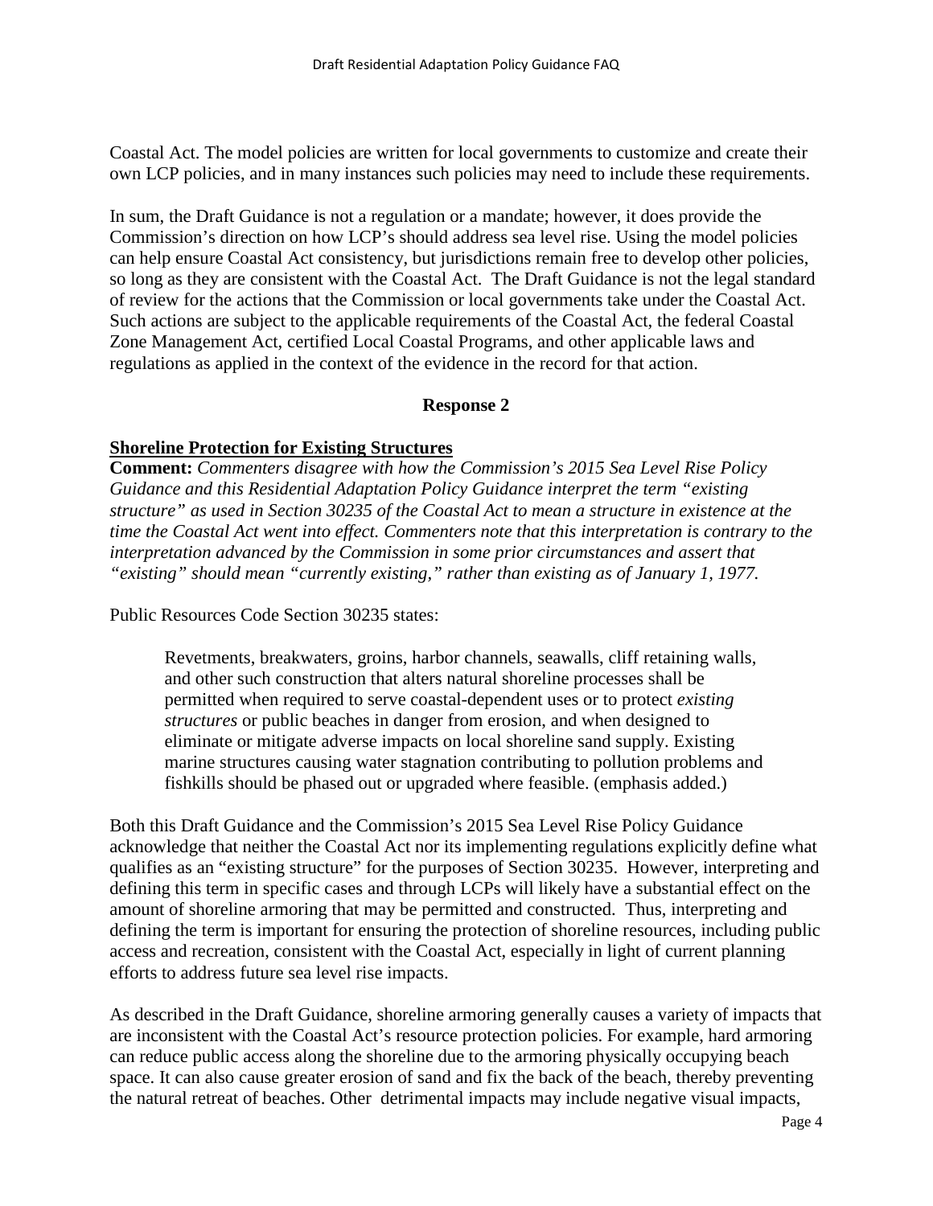Coastal Act. The model policies are written for local governments to customize and create their own LCP policies, and in many instances such policies may need to include these requirements.

In sum, the Draft Guidance is not a regulation or a mandate; however, it does provide the Commission's direction on how LCP's should address sea level rise. Using the model policies can help ensure Coastal Act consistency, but jurisdictions remain free to develop other policies, so long as they are consistent with the Coastal Act. The Draft Guidance is not the legal standard of review for the actions that the Commission or local governments take under the Coastal Act. Such actions are subject to the applicable requirements of the Coastal Act, the federal Coastal Zone Management Act, certified Local Coastal Programs, and other applicable laws and regulations as applied in the context of the evidence in the record for that action.

## Response 2

### Shoreline Protection for Existing Structures

**Comment:** *Commenters disagree with how the Commission's 2015 Sea Level Rise Policy Guidance and this Residential Adaptation Policy Guidance interpret the term "existing structure" as used in Section 30235 of the Coastal Act to mean a structure in existence at the time the Coastal Act went into effect. Commenters note that this interpretation is contrary to the interpretation advanced by the Commission in some prior circumstances and assert that "existing" should mean "currently existing," rather than existing as of January 1, 1977.*

Public Resources Code Section 30235 states:

> Revetments, breakwaters, groins, harbor channels, seawalls, cliff retaining walls, and other such construction that alters natural shoreline processes shall be permitted when required to serve coastal-dependent uses or to protect *existing structures* or public beaches in danger from erosion, and when designed to eliminate or mitigate adverse impacts on local shoreline sand supply. Existing marine structures causing water stagnation contributing to pollution problems and fishkills should be phased out or upgraded where feasible. (emphasis added.)

Both this Draft Guidance and the Commission's 2015 Sea Level Rise Policy Guidance acknowledge that neither the Coastal Act nor its implementing regulations explicitly define what qualifies as an "existing structure" for the purposes of Section 30235. However, interpreting and defining this term in specific cases and through LCPs will likely have a substantial effect on the amount of shoreline armoring that may be permitted and constructed. Thus, interpreting and defining the term is important for ensuring the protection of shoreline resources, including public access and recreation, consistent with the Coastal Act, especially in light of current planning efforts to address future sea level rise impacts.

As described in the Draft Guidance, shoreline armoring generally causes a variety of impacts that are inconsistent with the Coastal Act's resource protection policies. For example, hard armoring can reduce public access along the shoreline due to the armoring physically occupying beach space. It can also cause greater erosion of sand and fix the back of the beach, thereby preventing the natural retreat of beaches. Other detrimental impacts may include negative visual impacts,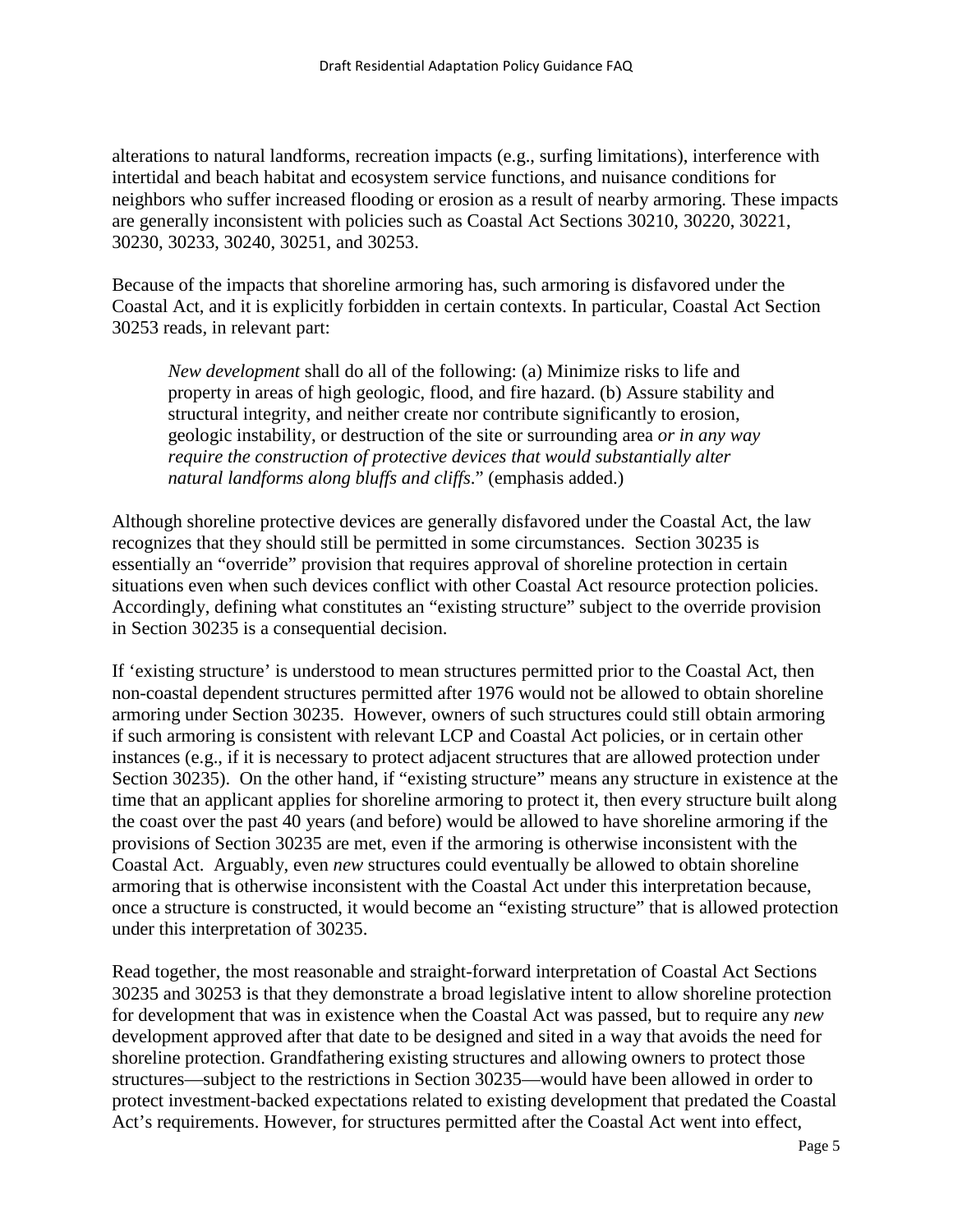alterations to natural landforms, recreation impacts (e.g., surfing limitations), interference with intertidal and beach habitat and ecosystem service functions, and nuisance conditions for neighbors who suffer increased flooding or erosion as a result of nearby armoring. These impacts are generally inconsistent with policies such as Coastal Act Sections 30210, 30220, 30221, 30230, 30233, 30240, 30251, and 30253.

Because of the impacts that shoreline armoring has, such armoring is disfavored under the Coastal Act, and it is explicitly forbidden in certain contexts. In particular, Coastal Act Section 30253 reads, in relevant part:

> *New development* shall do all of the following: (a) Minimize risks to life and property in areas of high geologic, flood, and fire hazard. (b) Assure stability and structural integrity, and neither create nor contribute significantly to erosion, geologic instability, or destruction of the site or surrounding area *or in any way require the construction of protective devices that would substantially alter natural landforms along bluffs and cliffs*." (emphasis added.)

Although shoreline protective devices are generally disfavored under the Coastal Act, the law recognizes that they should still be permitted in some circumstances. Section 30235 is essentially an "override" provision that requires approval of shoreline protection in certain situations even when such devices conflict with other Coastal Act resource protection policies. Accordingly, defining what constitutes an "existing structure" subject to the override provision in Section 30235 is a consequential decision.

If 'existing structure' is understood to mean structures permitted prior to the Coastal Act, then non-coastal dependent structures permitted after 1976 would not be allowed to obtain shoreline armoring under Section 30235. However, owners of such structures could still obtain armoring if such armoring is consistent with relevant LCP and Coastal Act policies, or in certain other instances (e.g., if it is necessary to protect adjacent structures that are allowed protection under Section 30235). On the other hand, if "existing structure" means any structure in existence at the time that an applicant applies for shoreline armoring to protect it, then every structure built along the coast over the past 40 years (and before) would be allowed to have shoreline armoring if the provisions of Section 30235 are met, even if the armoring is otherwise inconsistent with the Coastal Act. Arguably, even *new* structures could eventually be allowed to obtain shoreline armoring that is otherwise inconsistent with the Coastal Act under this interpretation because, once a structure is constructed, it would become an "existing structure" that is allowed protection under this interpretation of 30235.

Read together, the most reasonable and straight-forward interpretation of Coastal Act Sections 30235 and 30253 is that they demonstrate a broad legislative intent to allow shoreline protection for development that was in existence when the Coastal Act was passed, but to require any *new* development approved after that date to be designed and sited in a way that avoids the need for shoreline protection. Grandfathering existing structures and allowing owners to protect those structures—subject to the restrictions in Section 30235—would have been allowed in order to protect investment-backed expectations related to existing development that predated the Coastal Act's requirements. However, for structures permitted after the Coastal Act went into effect,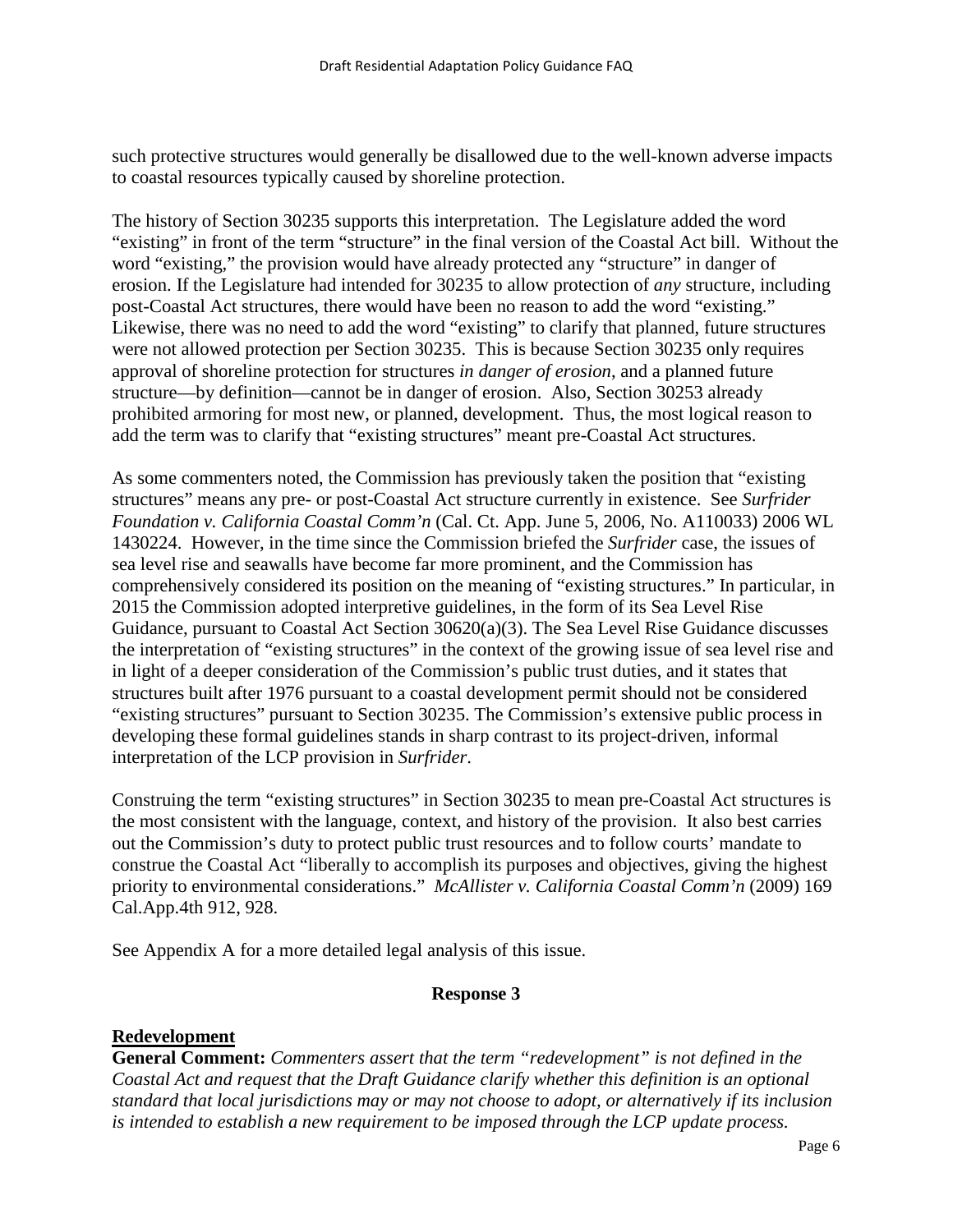such protective structures would generally be disallowed due to the well-known adverse impacts to coastal resources typically caused by shoreline protection.

The history of Section 30235 supports this interpretation. The Legislature added the word "existing" in front of the term "structure" in the final version of the Coastal Act bill. Without the word "existing," the provision would have already protected any "structure" in danger of erosion. If the Legislature had intended for 30235 to allow protection of *any* structure, including post-Coastal Act structures, there would have been no reason to add the word "existing." Likewise, there was no need to add the word "existing" to clarify that planned, future structures were not allowed protection per Section 30235. This is because Section 30235 only requires approval of shoreline protection for structures *in danger of erosion*, and a planned future structure—by definition—cannot be in danger of erosion. Also, Section 30253 already prohibited armoring for most new, or planned, development. Thus, the most logical reason to add the term was to clarify that "existing structures" meant pre-Coastal Act structures.

As some commenters noted, the Commission has previously taken the position that "existing structures" means any pre- or post-Coastal Act structure currently in existence. See *Surfrider Foundation v. California Coastal Comm'n* (Cal. Ct. App. June 5, 2006, No. A110033) 2006 WL 1430224. However, in the time since the Commission briefed the *Surfrider* case, the issues of sea level rise and seawalls have become far more prominent, and the Commission has comprehensively considered its position on the meaning of "existing structures." In particular, in 2015 the Commission adopted interpretive guidelines, in the form of its Sea Level Rise Guidance, pursuant to Coastal Act Section 30620(a)(3). The Sea Level Rise Guidance discusses the interpretation of "existing structures" in the context of the growing issue of sea level rise and in light of a deeper consideration of the Commission's public trust duties, and it states that structures built after 1976 pursuant to a coastal development permit should not be considered "existing structures" pursuant to Section 30235. The Commission's extensive public process in developing these formal guidelines stands in sharp contrast to its project-driven, informal interpretation of the LCP provision in *Surfrider*.

Construing the term "existing structures" in Section 30235 to mean pre-Coastal Act structures is the most consistent with the language, context, and history of the provision. It also best carries out the Commission's duty to protect public trust resources and to follow courts' mandate to construe the Coastal Act "liberally to accomplish its purposes and objectives, giving the highest priority to environmental considerations." *McAllister v. California Coastal Comm'n* (2009) 169 Cal.App.4th 912, 928.

See Appendix A for a more detailed legal analysis of this issue.

### Response 3

**Redevelopment**

**General Comment:** *Commenters assert that the term "redevelopment" is not defined in the Coastal Act and request that the Draft Guidance clarify whether this definition is an optional standard that local jurisdictions may or may not choose to adopt, or alternatively if its inclusion is intended to establish a new requirement to be imposed through the LCP update process.*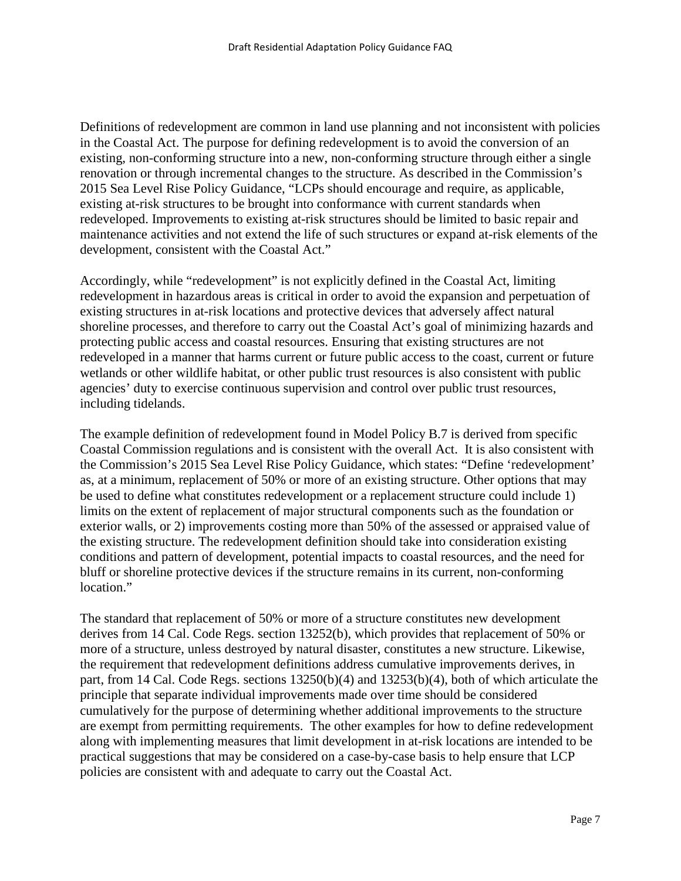Definitions of redevelopment are common in land use planning and not inconsistent with policies in the Coastal Act. The purpose for defining redevelopment is to avoid the conversion of an existing, non-conforming structure into a new, non-conforming structure through either a single renovation or through incremental changes to the structure. As described in the Commission's 2015 Sea Level Rise Policy Guidance, "LCPs should encourage and require, as applicable, existing at-risk structures to be brought into conformance with current standards when redeveloped. Improvements to existing at-risk structures should be limited to basic repair and maintenance activities and not extend the life of such structures or expand at-risk elements of the development, consistent with the Coastal Act."

Accordingly, while "redevelopment" is not explicitly defined in the Coastal Act, limiting redevelopment in hazardous areas is critical in order to avoid the expansion and perpetuation of existing structures in at-risk locations and protective devices that adversely affect natural shoreline processes, and therefore to carry out the Coastal Act's goal of minimizing hazards and protecting public access and coastal resources. Ensuring that existing structures are not redeveloped in a manner that harms current or future public access to the coast, current or future wetlands or other wildlife habitat, or other public trust resources is also consistent with public agencies' duty to exercise continuous supervision and control over public trust resources, including tidelands.

The example definition of redevelopment found in Model Policy B.7 is derived from specific Coastal Commission regulations and is consistent with the overall Act. It is also consistent with the Commission's 2015 Sea Level Rise Policy Guidance, which states: "Define 'redevelopment' as, at a minimum, replacement of 50% or more of an existing structure. Other options that may be used to define what constitutes redevelopment or a replacement structure could include 1) limits on the extent of replacement of major structural components such as the foundation or exterior walls, or 2) improvements costing more than 50% of the assessed or appraised value of the existing structure. The redevelopment definition should take into consideration existing conditions and pattern of development, potential impacts to coastal resources, and the need for bluff or shoreline protective devices if the structure remains in its current, non-conforming location."

The standard that replacement of 50% or more of a structure constitutes new development derives from 14 Cal. Code Regs. section 13252(b), which provides that replacement of 50% or more of a structure, unless destroyed by natural disaster, constitutes a new structure. Likewise, the requirement that redevelopment definitions address cumulative improvements derives, in part, from 14 Cal. Code Regs. sections 13250(b)(4) and 13253(b)(4), both of which articulate the principle that separate individual improvements made over time should be considered cumulatively for the purpose of determining whether additional improvements to the structure are exempt from permitting requirements. The other examples for how to define redevelopment along with implementing measures that limit development in at-risk locations are intended to be practical suggestions that may be considered on a case-by-case basis to help ensure that LCP policies are consistent with and adequate to carry out the Coastal Act.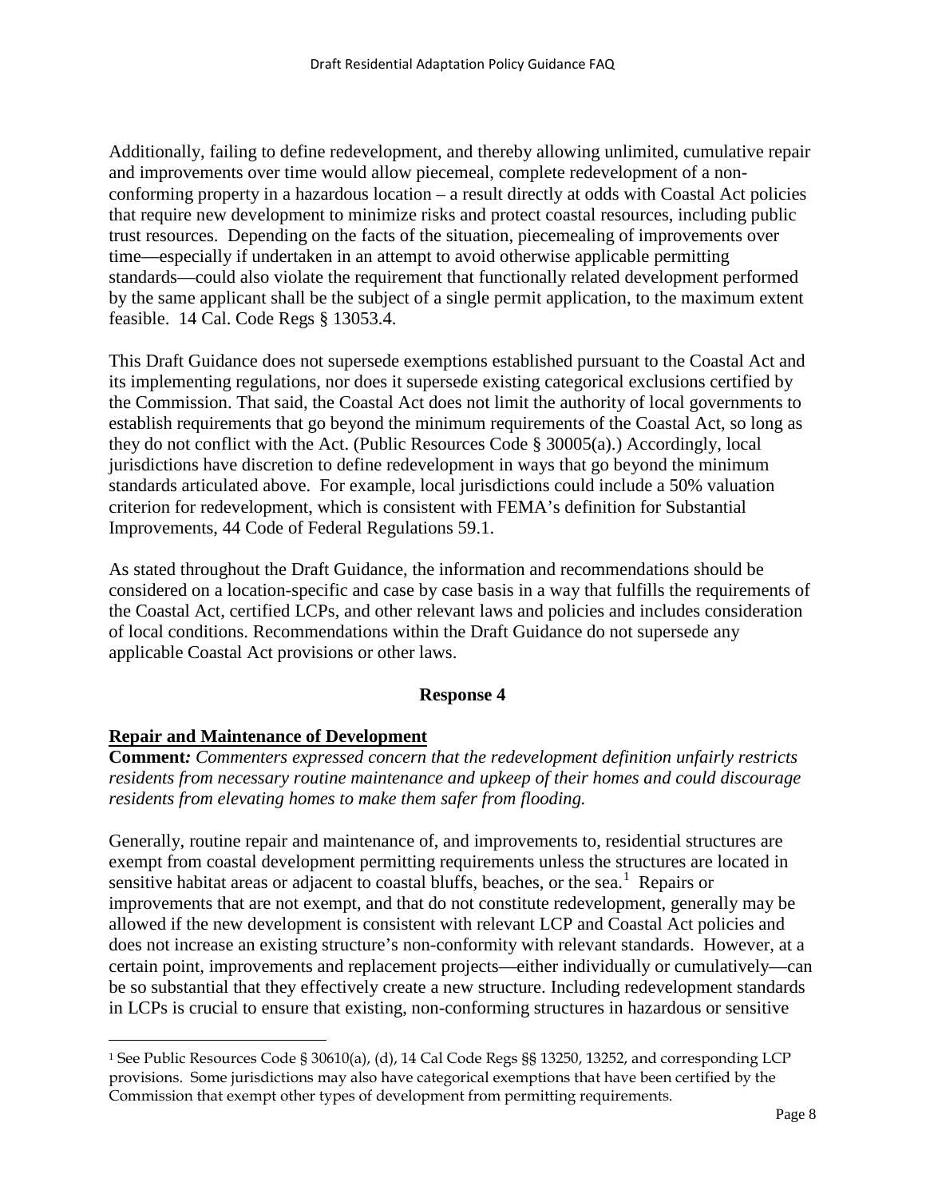Additionally, failing to define redevelopment, and thereby allowing unlimited, cumulative repair and improvements over time would allow piecemeal, complete redevelopment of a non-conforming property in a hazardous location – a result directly at odds with Coastal Act policies that require new development to minimize risks and protect coastal resources, including public trust resources. Depending on the facts of the situation, piecemealing of improvements over time—especially if undertaken in an attempt to avoid otherwise applicable permitting standards—could also violate the requirement that functionally related development performed by the same applicant shall be the subject of a single permit application, to the maximum extent feasible. 14 Cal. Code Regs § 13053.4.

This Draft Guidance does not supersede exemptions established pursuant to the Coastal Act and its implementing regulations, nor does it supersede existing categorical exclusions certified by the Commission. That said, the Coastal Act does not limit the authority of local governments to establish requirements that go beyond the minimum requirements of the Coastal Act, so long as they do not conflict with the Act. (Public Resources Code § 30005(a).) Accordingly, local jurisdictions have discretion to define redevelopment in ways that go beyond the minimum standards articulated above. For example, local jurisdictions could include a 50% valuation criterion for redevelopment, which is consistent with FEMA's definition for Substantial Improvements, 44 Code of Federal Regulations 59.1.

As stated throughout the Draft Guidance, the information and recommendations should be considered on a location-specific and case by case basis in a way that fulfills the requirements of the Coastal Act, certified LCPs, and other relevant laws and policies and includes consideration of local conditions. Recommendations within the Draft Guidance do not supersede any applicable Coastal Act provisions or other laws.

**Response 4**

**Repair and Maintenance of Development**

**Comment:** *Commenters expressed concern that the redevelopment definition unfairly restricts residents from necessary routine maintenance and upkeep of their homes and could discourage residents from elevating homes to make them safer from flooding.*

Generally, routine repair and maintenance of, and improvements to, residential structures are exempt from coastal development permitting requirements unless the structures are located in sensitive habitat areas or adjacent to coastal bluffs, beaches, or the sea.[1] Repairs or improvements that are not exempt, and that do not constitute redevelopment, generally may be allowed if the new development is consistent with relevant LCP and Coastal Act policies and does not increase an existing structure's non-conformity with relevant standards. However, at a certain point, improvements and replacement projects—either individually or cumulatively—can be so substantial that they effectively create a new structure. Including redevelopment standards in LCPs is crucial to ensure that existing, non-conforming structures in hazardous or sensitive

[1] See Public Resources Code § 30610(a), (d), 14 Cal Code Regs §§ 13250, 13252, and corresponding LCP provisions. Some jurisdictions may also have categorical exemptions that have been certified by the Commission that exempt other types of development from permitting requirements.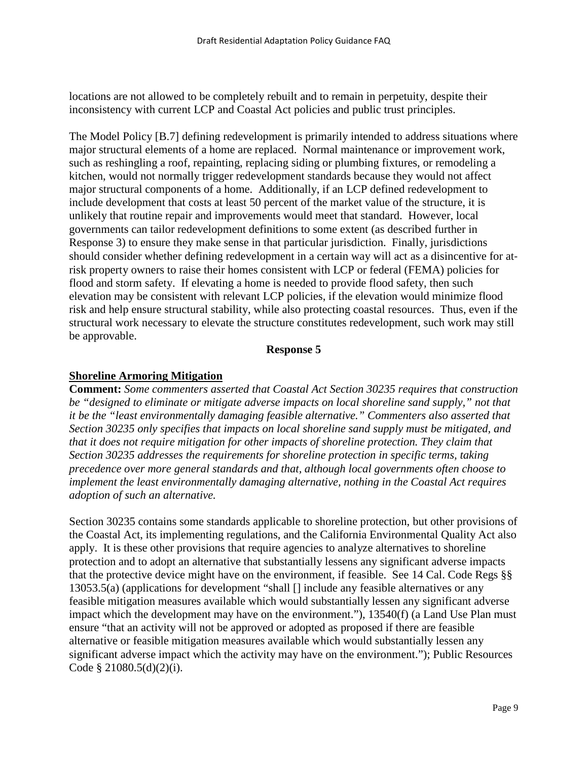locations are not allowed to be completely rebuilt and to remain in perpetuity, despite their inconsistency with current LCP and Coastal Act policies and public trust principles.

The Model Policy [B.7] defining redevelopment is primarily intended to address situations where major structural elements of a home are replaced. Normal maintenance or improvement work, such as reshingling a roof, repainting, replacing siding or plumbing fixtures, or remodeling a kitchen, would not normally trigger redevelopment standards because they would not affect major structural components of a home. Additionally, if an LCP defined redevelopment to include development that costs at least 50 percent of the market value of the structure, it is unlikely that routine repair and improvements would meet that standard. However, local governments can tailor redevelopment definitions to some extent (as described further in Response 3) to ensure they make sense in that particular jurisdiction. Finally, jurisdictions should consider whether defining redevelopment in a certain way will act as a disincentive for at-risk property owners to raise their homes consistent with LCP or federal (FEMA) policies for flood and storm safety. If elevating a home is needed to provide flood safety, then such elevation may be consistent with relevant LCP policies, if the elevation would minimize flood risk and help ensure structural stability, while also protecting coastal resources. Thus, even if the structural work necessary to elevate the structure constitutes redevelopment, such work may still be approvable.

**Response 5**

**Shoreline Armoring Mitigation**

**Comment:** *Some commenters asserted that Coastal Act Section 30235 requires that construction be "designed to eliminate or mitigate adverse impacts on local shoreline sand supply," not that it be the "least environmentally damaging feasible alternative." Commenters also asserted that Section 30235 only specifies that impacts on local shoreline sand supply must be mitigated, and that it does not require mitigation for other impacts of shoreline protection. They claim that Section 30235 addresses the requirements for shoreline protection in specific terms, taking precedence over more general standards and that, although local governments often choose to implement the least environmentally damaging alternative, nothing in the Coastal Act requires adoption of such an alternative.*

Section 30235 contains some standards applicable to shoreline protection, but other provisions of the Coastal Act, its implementing regulations, and the California Environmental Quality Act also apply. It is these other provisions that require agencies to analyze alternatives to shoreline protection and to adopt an alternative that substantially lessens any significant adverse impacts that the protective device might have on the environment, if feasible. See 14 Cal. Code Regs §§ 13053.5(a) (applications for development "shall [] include any feasible alternatives or any feasible mitigation measures available which would substantially lessen any significant adverse impact which the development may have on the environment."), 13540(f) (a Land Use Plan must ensure "that an activity will not be approved or adopted as proposed if there are feasible alternative or feasible mitigation measures available which would substantially lessen any significant adverse impact which the activity may have on the environment."); Public Resources Code § 21080.5(d)(2)(i).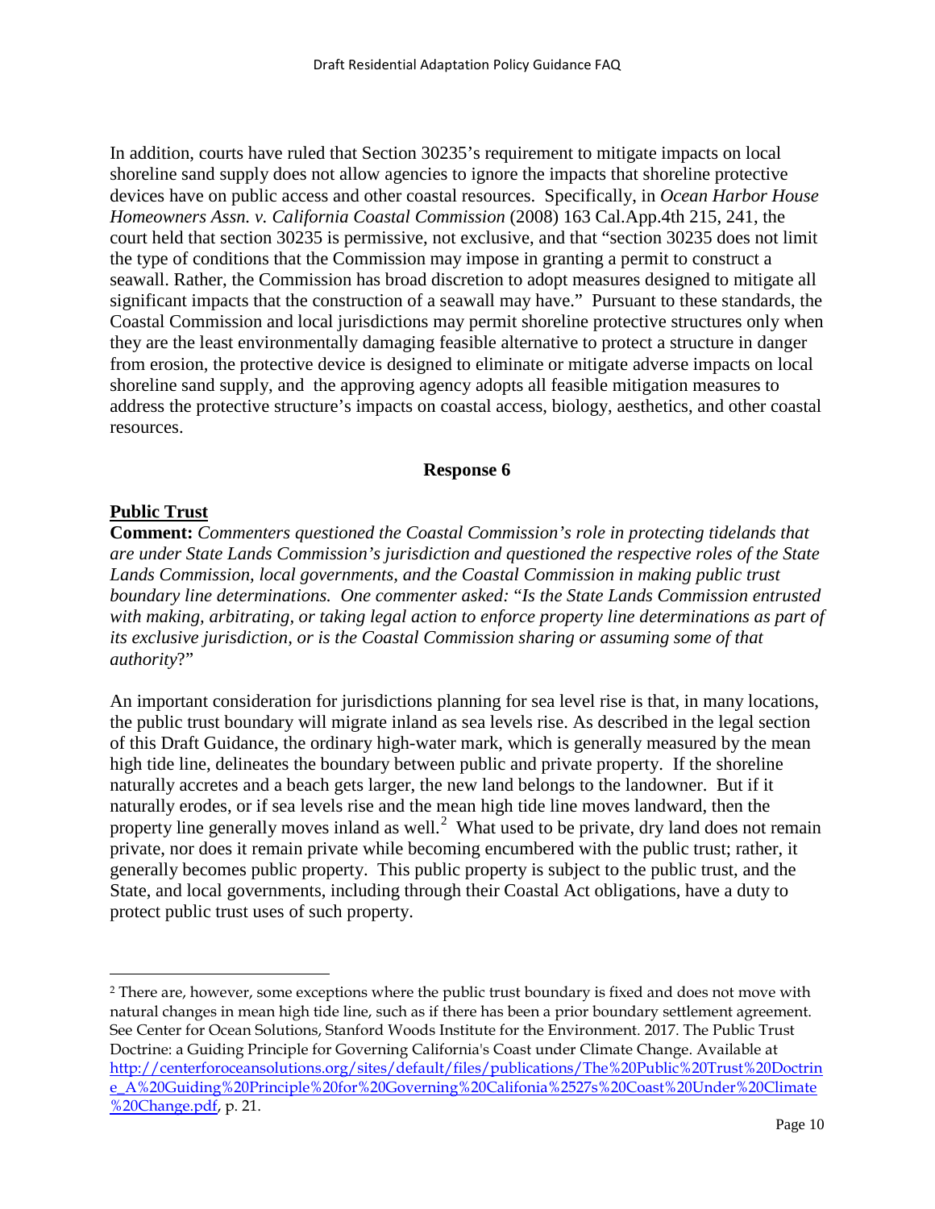In addition, courts have ruled that Section 30235's requirement to mitigate impacts on local shoreline sand supply does not allow agencies to ignore the impacts that shoreline protective devices have on public access and other coastal resources. Specifically, in *Ocean Harbor House Homeowners Assn. v. California Coastal Commission* (2008) 163 Cal.App.4th 215, 241, the court held that section 30235 is permissive, not exclusive, and that "section 30235 does not limit the type of conditions that the Commission may impose in granting a permit to construct a seawall. Rather, the Commission has broad discretion to adopt measures designed to mitigate all significant impacts that the construction of a seawall may have." Pursuant to these standards, the Coastal Commission and local jurisdictions may permit shoreline protective structures only when they are the least environmentally damaging feasible alternative to protect a structure in danger from erosion, the protective device is designed to eliminate or mitigate adverse impacts on local shoreline sand supply, and the approving agency adopts all feasible mitigation measures to address the protective structure's impacts on coastal access, biology, aesthetics, and other coastal resources.

**Response 6**

**Public Trust**

**Comment:** *Commenters questioned the Coastal Commission's role in protecting tidelands that are under State Lands Commission's jurisdiction and questioned the respective roles of the State Lands Commission, local governments, and the Coastal Commission in making public trust boundary line determinations. One commenter asked: "Is the State Lands Commission entrusted with making, arbitrating, or taking legal action to enforce property line determinations as part of its exclusive jurisdiction, or is the Coastal Commission sharing or assuming some of that authority?"*

An important consideration for jurisdictions planning for sea level rise is that, in many locations, the public trust boundary will migrate inland as sea levels rise. As described in the legal section of this Draft Guidance, the ordinary high-water mark, which is generally measured by the mean high tide line, delineates the boundary between public and private property. If the shoreline naturally accretes and a beach gets larger, the new land belongs to the landowner. But if it naturally erodes, or if sea levels rise and the mean high tide line moves landward, then the property line generally moves inland as well.[2] What used to be private, dry land does not remain private, nor does it remain private while becoming encumbered with the public trust; rather, it generally becomes public property. This public property is subject to the public trust, and the State, and local governments, including through their Coastal Act obligations, have a duty to protect public trust uses of such property.

[2] There are, however, some exceptions where the public trust boundary is fixed and does not move with natural changes in mean high tide line, such as if there has been a prior boundary settlement agreement. See Center for Ocean Solutions, Stanford Woods Institute for the Environment. 2017. The Public Trust Doctrine: a Guiding Principle for Governing California's Coast under Climate Change. Available at http://centerforoceansolutions.org/sites/default/files/publications/The%20Public%20Trust%20Doctrine_A%20Guiding%20Principle%20for%20Governing%20Califonia%2527s%20Coast%20Under%20Climate%20Change.pdf, p. 21.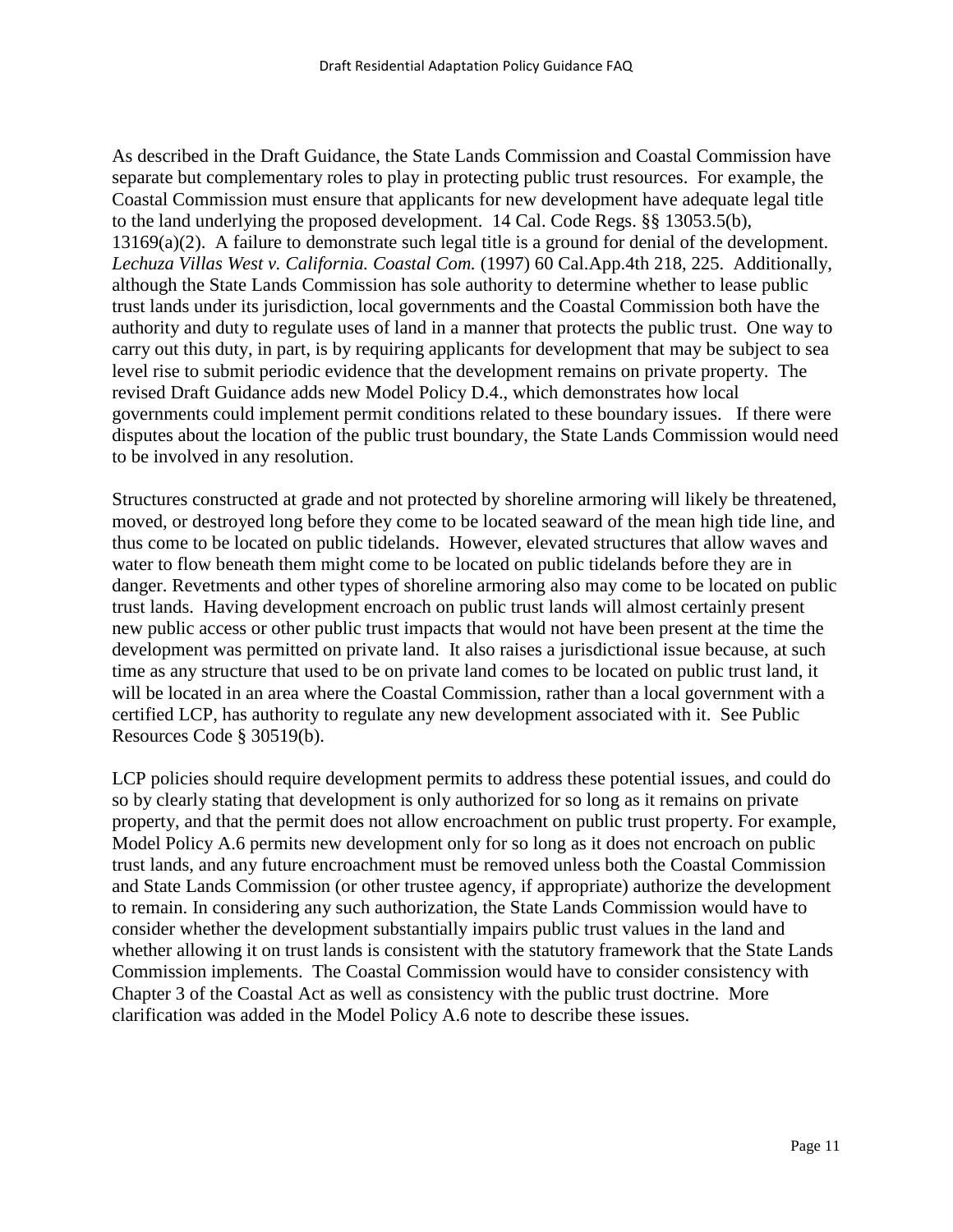As described in the Draft Guidance, the State Lands Commission and Coastal Commission have separate but complementary roles to play in protecting public trust resources. For example, the Coastal Commission must ensure that applicants for new development have adequate legal title to the land underlying the proposed development. 14 Cal. Code Regs. §§ 13053.5(b), 13169(a)(2). A failure to demonstrate such legal title is a ground for denial of the development. *Lechuza Villas West v. California. Coastal Com.* (1997) 60 Cal.App.4th 218, 225. Additionally, although the State Lands Commission has sole authority to determine whether to lease public trust lands under its jurisdiction, local governments and the Coastal Commission both have the authority and duty to regulate uses of land in a manner that protects the public trust. One way to carry out this duty, in part, is by requiring applicants for development that may be subject to sea level rise to submit periodic evidence that the development remains on private property. The revised Draft Guidance adds new Model Policy D.4., which demonstrates how local governments could implement permit conditions related to these boundary issues. If there were disputes about the location of the public trust boundary, the State Lands Commission would need to be involved in any resolution.

Structures constructed at grade and not protected by shoreline armoring will likely be threatened, moved, or destroyed long before they come to be located seaward of the mean high tide line, and thus come to be located on public tidelands. However, elevated structures that allow waves and water to flow beneath them might come to be located on public tidelands before they are in danger. Revetments and other types of shoreline armoring also may come to be located on public trust lands. Having development encroach on public trust lands will almost certainly present new public access or other public trust impacts that would not have been present at the time the development was permitted on private land. It also raises a jurisdictional issue because, at such time as any structure that used to be on private land comes to be located on public trust land, it will be located in an area where the Coastal Commission, rather than a local government with a certified LCP, has authority to regulate any new development associated with it. See Public Resources Code § 30519(b).

LCP policies should require development permits to address these potential issues, and could do so by clearly stating that development is only authorized for so long as it remains on private property, and that the permit does not allow encroachment on public trust property. For example, Model Policy A.6 permits new development only for so long as it does not encroach on public trust lands, and any future encroachment must be removed unless both the Coastal Commission and State Lands Commission (or other trustee agency, if appropriate) authorize the development to remain. In considering any such authorization, the State Lands Commission would have to consider whether the development substantially impairs public trust values in the land and whether allowing it on trust lands is consistent with the statutory framework that the State Lands Commission implements. The Coastal Commission would have to consider consistency with Chapter 3 of the Coastal Act as well as consistency with the public trust doctrine. More clarification was added in the Model Policy A.6 note to describe these issues.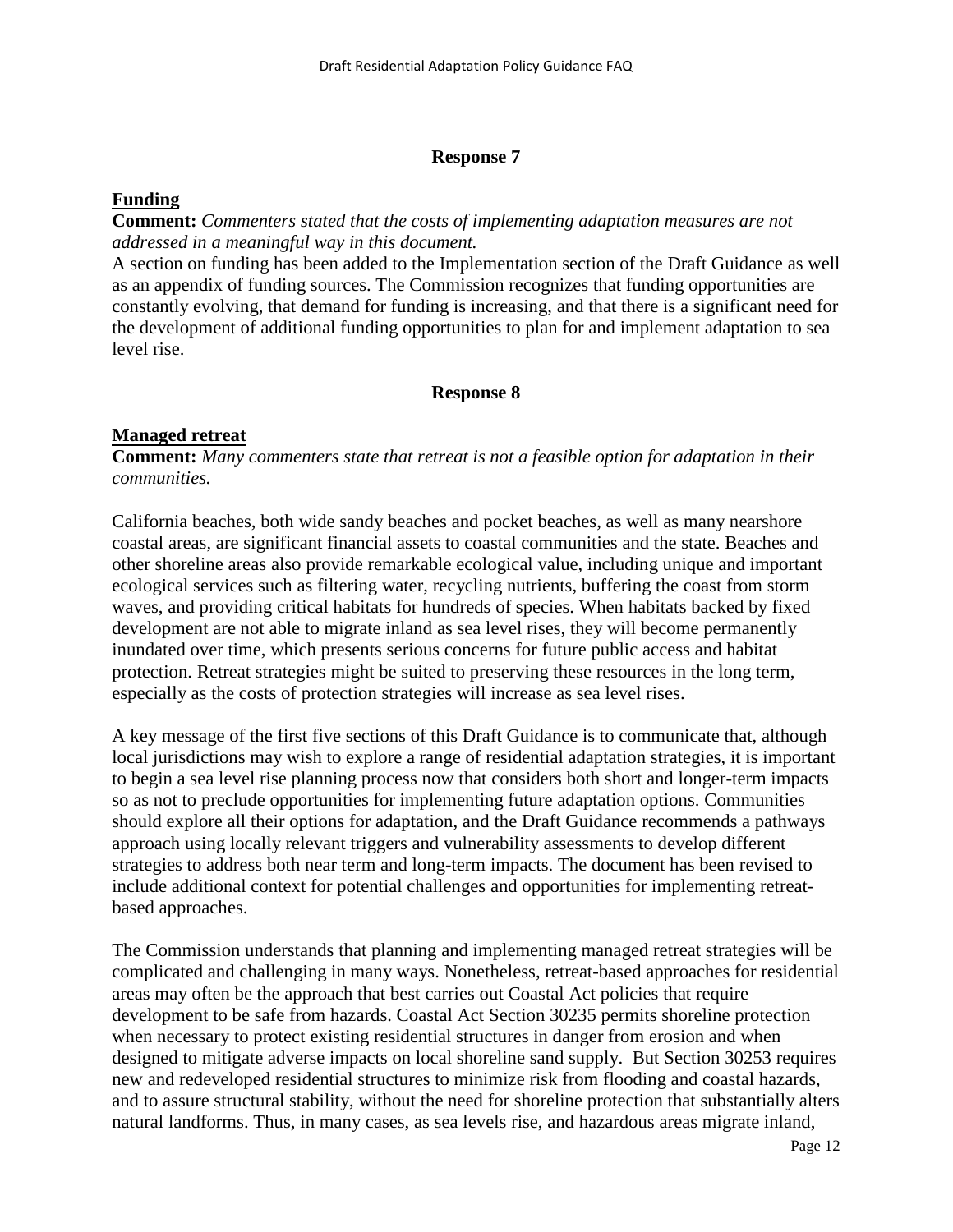### Response 7

**Funding**

**Comment:** *Commenters stated that the costs of implementing adaptation measures are not addressed in a meaningful way in this document.*

A section on funding has been added to the Implementation section of the Draft Guidance as well as an appendix of funding sources. The Commission recognizes that funding opportunities are constantly evolving, that demand for funding is increasing, and that there is a significant need for the development of additional funding opportunities to plan for and implement adaptation to sea level rise.

### Response 8

**Managed retreat**

**Comment:** *Many commenters state that retreat is not a feasible option for adaptation in their communities.*

California beaches, both wide sandy beaches and pocket beaches, as well as many nearshore coastal areas, are significant financial assets to coastal communities and the state. Beaches and other shoreline areas also provide remarkable ecological value, including unique and important ecological services such as filtering water, recycling nutrients, buffering the coast from storm waves, and providing critical habitats for hundreds of species. When habitats backed by fixed development are not able to migrate inland as sea level rises, they will become permanently inundated over time, which presents serious concerns for future public access and habitat protection. Retreat strategies might be suited to preserving these resources in the long term, especially as the costs of protection strategies will increase as sea level rises.

A key message of the first five sections of this Draft Guidance is to communicate that, although local jurisdictions may wish to explore a range of residential adaptation strategies, it is important to begin a sea level rise planning process now that considers both short and longer-term impacts so as not to preclude opportunities for implementing future adaptation options. Communities should explore all their options for adaptation, and the Draft Guidance recommends a pathways approach using locally relevant triggers and vulnerability assessments to develop different strategies to address both near term and long-term impacts. The document has been revised to include additional context for potential challenges and opportunities for implementing retreat-based approaches.

The Commission understands that planning and implementing managed retreat strategies will be complicated and challenging in many ways. Nonetheless, retreat-based approaches for residential areas may often be the approach that best carries out Coastal Act policies that require development to be safe from hazards. Coastal Act Section 30235 permits shoreline protection when necessary to protect existing residential structures in danger from erosion and when designed to mitigate adverse impacts on local shoreline sand supply. But Section 30253 requires new and redeveloped residential structures to minimize risk from flooding and coastal hazards, and to assure structural stability, without the need for shoreline protection that substantially alters natural landforms. Thus, in many cases, as sea levels rise, and hazardous areas migrate inland,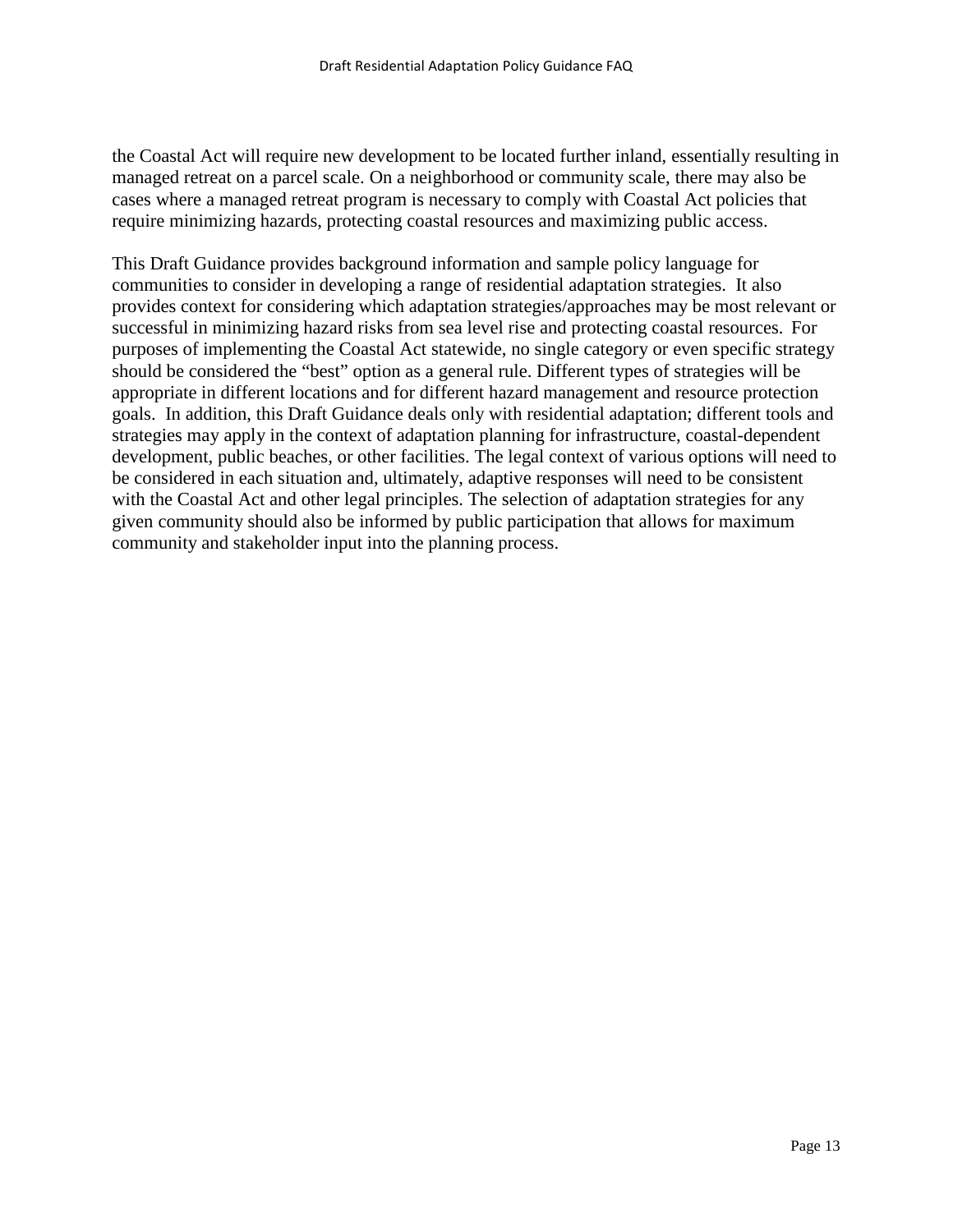the Coastal Act will require new development to be located further inland, essentially resulting in managed retreat on a parcel scale. On a neighborhood or community scale, there may also be cases where a managed retreat program is necessary to comply with Coastal Act policies that require minimizing hazards, protecting coastal resources and maximizing public access.

This Draft Guidance provides background information and sample policy language for communities to consider in developing a range of residential adaptation strategies. It also provides context for considering which adaptation strategies/approaches may be most relevant or successful in minimizing hazard risks from sea level rise and protecting coastal resources. For purposes of implementing the Coastal Act statewide, no single category or even specific strategy should be considered the "best" option as a general rule. Different types of strategies will be appropriate in different locations and for different hazard management and resource protection goals. In addition, this Draft Guidance deals only with residential adaptation; different tools and strategies may apply in the context of adaptation planning for infrastructure, coastal-dependent development, public beaches, or other facilities. The legal context of various options will need to be considered in each situation and, ultimately, adaptive responses will need to be consistent with the Coastal Act and other legal principles. The selection of adaptation strategies for any given community should also be informed by public participation that allows for maximum community and stakeholder input into the planning process.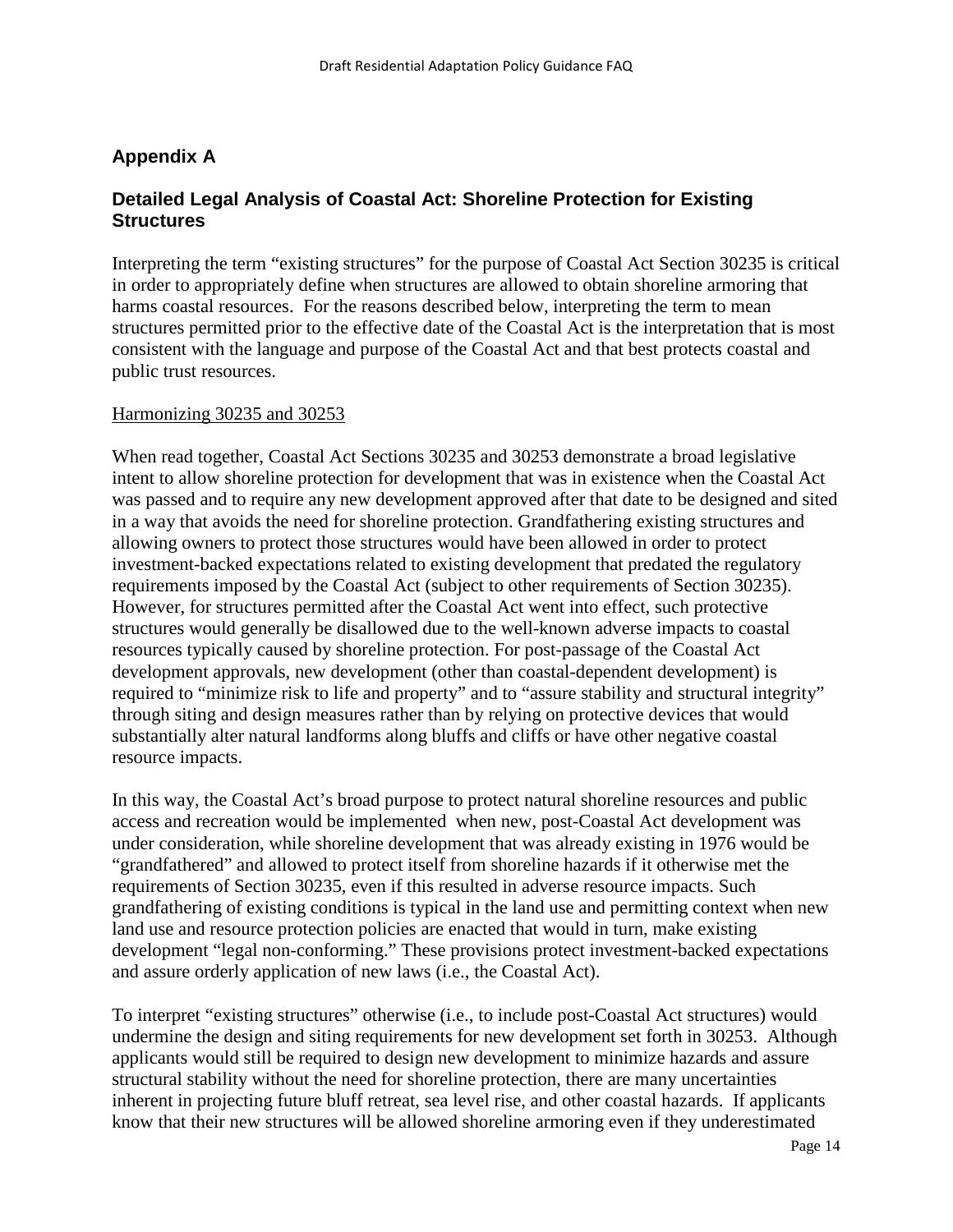## Appendix A

### Detailed Legal Analysis of Coastal Act: Shoreline Protection for Existing Structures

Interpreting the term "existing structures" for the purpose of Coastal Act Section 30235 is critical in order to appropriately define when structures are allowed to obtain shoreline armoring that harms coastal resources. For the reasons described below, interpreting the term to mean structures permitted prior to the effective date of the Coastal Act is the interpretation that is most consistent with the language and purpose of the Coastal Act and that best protects coastal and public trust resources.

<u>Harmonizing 30235 and 30253</u>

When read together, Coastal Act Sections 30235 and 30253 demonstrate a broad legislative intent to allow shoreline protection for development that was in existence when the Coastal Act was passed and to require any new development approved after that date to be designed and sited in a way that avoids the need for shoreline protection. Grandfathering existing structures and allowing owners to protect those structures would have been allowed in order to protect investment-backed expectations related to existing development that predated the regulatory requirements imposed by the Coastal Act (subject to other requirements of Section 30235). However, for structures permitted after the Coastal Act went into effect, such protective structures would generally be disallowed due to the well-known adverse impacts to coastal resources typically caused by shoreline protection. For post-passage of the Coastal Act development approvals, new development (other than coastal-dependent development) is required to "minimize risk to life and property" and to "assure stability and structural integrity" through siting and design measures rather than by relying on protective devices that would substantially alter natural landforms along bluffs and cliffs or have other negative coastal resource impacts.

In this way, the Coastal Act's broad purpose to protect natural shoreline resources and public access and recreation would be implemented when new, post-Coastal Act development was under consideration, while shoreline development that was already existing in 1976 would be "grandfathered" and allowed to protect itself from shoreline hazards if it otherwise met the requirements of Section 30235, even if this resulted in adverse resource impacts. Such grandfathering of existing conditions is typical in the land use and permitting context when new land use and resource protection policies are enacted that would in turn, make existing development "legal non-conforming." These provisions protect investment-backed expectations and assure orderly application of new laws (i.e., the Coastal Act).

To interpret "existing structures" otherwise (i.e., to include post-Coastal Act structures) would undermine the design and siting requirements for new development set forth in 30253. Although applicants would still be required to design new development to minimize hazards and assure structural stability without the need for shoreline protection, there are many uncertainties inherent in projecting future bluff retreat, sea level rise, and other coastal hazards. If applicants know that their new structures will be allowed shoreline armoring even if they underestimated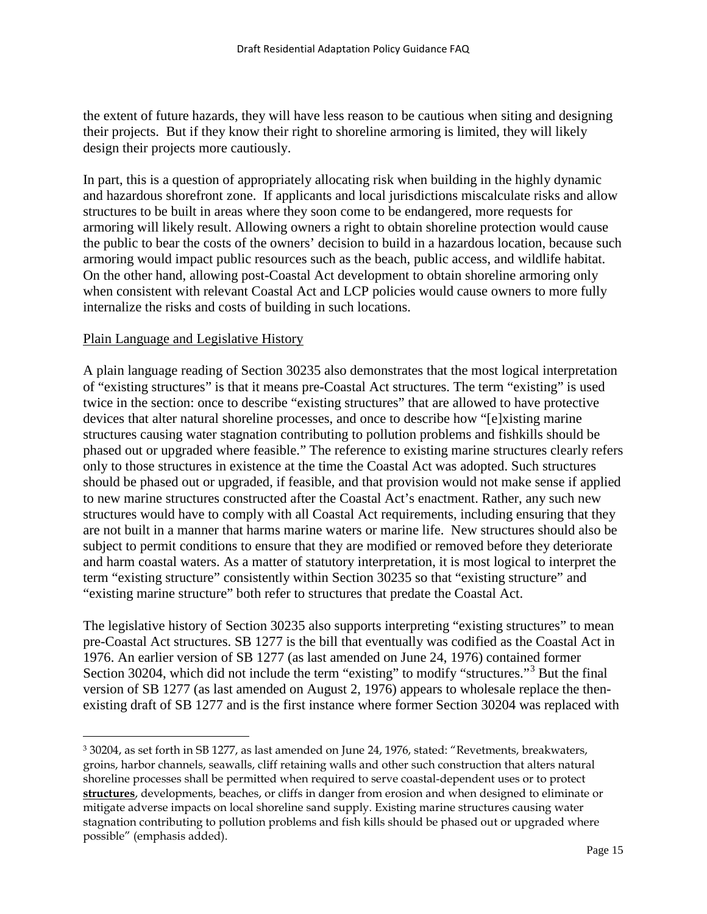the extent of future hazards, they will have less reason to be cautious when siting and designing their projects. But if they know their right to shoreline armoring is limited, they will likely design their projects more cautiously.

In part, this is a question of appropriately allocating risk when building in the highly dynamic and hazardous shorefront zone. If applicants and local jurisdictions miscalculate risks and allow structures to be built in areas where they soon come to be endangered, more requests for armoring will likely result. Allowing owners a right to obtain shoreline protection would cause the public to bear the costs of the owners' decision to build in a hazardous location, because such armoring would impact public resources such as the beach, public access, and wildlife habitat. On the other hand, allowing post-Coastal Act development to obtain shoreline armoring only when consistent with relevant Coastal Act and LCP policies would cause owners to more fully internalize the risks and costs of building in such locations.

<u>Plain Language and Legislative History</u>

A plain language reading of Section 30235 also demonstrates that the most logical interpretation of "existing structures" is that it means pre-Coastal Act structures. The term "existing" is used twice in the section: once to describe "existing structures" that are allowed to have protective devices that alter natural shoreline processes, and once to describe how "[e]xisting marine structures causing water stagnation contributing to pollution problems and fishkills should be phased out or upgraded where feasible." The reference to existing marine structures clearly refers only to those structures in existence at the time the Coastal Act was adopted. Such structures should be phased out or upgraded, if feasible, and that provision would not make sense if applied to new marine structures constructed after the Coastal Act's enactment. Rather, any such new structures would have to comply with all Coastal Act requirements, including ensuring that they are not built in a manner that harms marine waters or marine life. New structures should also be subject to permit conditions to ensure that they are modified or removed before they deteriorate and harm coastal waters. As a matter of statutory interpretation, it is most logical to interpret the term "existing structure" consistently within Section 30235 so that "existing structure" and "existing marine structure" both refer to structures that predate the Coastal Act.

The legislative history of Section 30235 also supports interpreting "existing structures" to mean pre-Coastal Act structures. SB 1277 is the bill that eventually was codified as the Coastal Act in 1976. An earlier version of SB 1277 (as last amended on June 24, 1976) contained former Section 30204, which did not include the term "existing" to modify "structures."[3] But the final version of SB 1277 (as last amended on August 2, 1976) appears to wholesale replace the then-existing draft of SB 1277 and is the first instance where former Section 30204 was replaced with

---

[3] 30204, as set forth in SB 1277, as last amended on June 24, 1976, stated: "Revetments, breakwaters, groins, harbor channels, seawalls, cliff retaining walls and other such construction that alters natural shoreline processes shall be permitted when required to serve coastal-dependent uses or to protect <u>**structures**</u>, developments, beaches, or cliffs in danger from erosion and when designed to eliminate or mitigate adverse impacts on local shoreline sand supply. Existing marine structures causing water stagnation contributing to pollution problems and fish kills should be phased out or upgraded where possible" (emphasis added).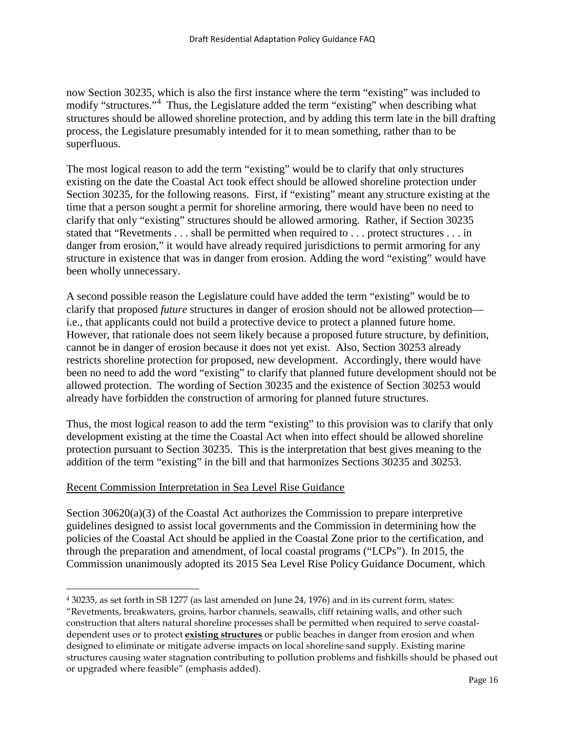now Section 30235, which is also the first instance where the term "existing" was included to modify "structures."[4] Thus, the Legislature added the term "existing" when describing what structures should be allowed shoreline protection, and by adding this term late in the bill drafting process, the Legislature presumably intended for it to mean something, rather than to be superfluous.

The most logical reason to add the term "existing" would be to clarify that only structures existing on the date the Coastal Act took effect should be allowed shoreline protection under Section 30235, for the following reasons. First, if "existing" meant any structure existing at the time that a person sought a permit for shoreline armoring, there would have been no need to clarify that only "existing" structures should be allowed armoring. Rather, if Section 30235 stated that "Revetments . . . shall be permitted when required to . . . protect structures . . . in danger from erosion," it would have already required jurisdictions to permit armoring for any structure in existence that was in danger from erosion. Adding the word "existing" would have been wholly unnecessary.

A second possible reason the Legislature could have added the term "existing" would be to clarify that proposed *future* structures in danger of erosion should not be allowed protection—i.e., that applicants could not build a protective device to protect a planned future home. However, that rationale does not seem likely because a proposed future structure, by definition, cannot be in danger of erosion because it does not yet exist. Also, Section 30253 already restricts shoreline protection for proposed, new development. Accordingly, there would have been no need to add the word "existing" to clarify that planned future development should not be allowed protection. The wording of Section 30235 and the existence of Section 30253 would already have forbidden the construction of armoring for planned future structures.

Thus, the most logical reason to add the term "existing" to this provision was to clarify that only development existing at the time the Coastal Act when into effect should be allowed shoreline protection pursuant to Section 30235. This is the interpretation that best gives meaning to the addition of the term "existing" in the bill and that harmonizes Sections 30235 and 30253.

Recent Commission Interpretation in Sea Level Rise Guidance

Section 30620(a)(3) of the Coastal Act authorizes the Commission to prepare interpretive guidelines designed to assist local governments and the Commission in determining how the policies of the Coastal Act should be applied in the Coastal Zone prior to the certification, and through the preparation and amendment, of local coastal programs ("LCPs"). In 2015, the Commission unanimously adopted its 2015 Sea Level Rise Policy Guidance Document, which

---

[4] 30235, as set forth in SB 1277 (as last amended on June 24, 1976) and in its current form, states: "Revetments, breakwaters, groins, harbor channels, seawalls, cliff retaining walls, and other such construction that alters natural shoreline processes shall be permitted when required to serve coastal-dependent uses or to protect **existing structures** or public beaches in danger from erosion and when designed to eliminate or mitigate adverse impacts on local shoreline sand supply. Existing marine structures causing water stagnation contributing to pollution problems and fishkills should be phased out or upgraded where feasible" (emphasis added).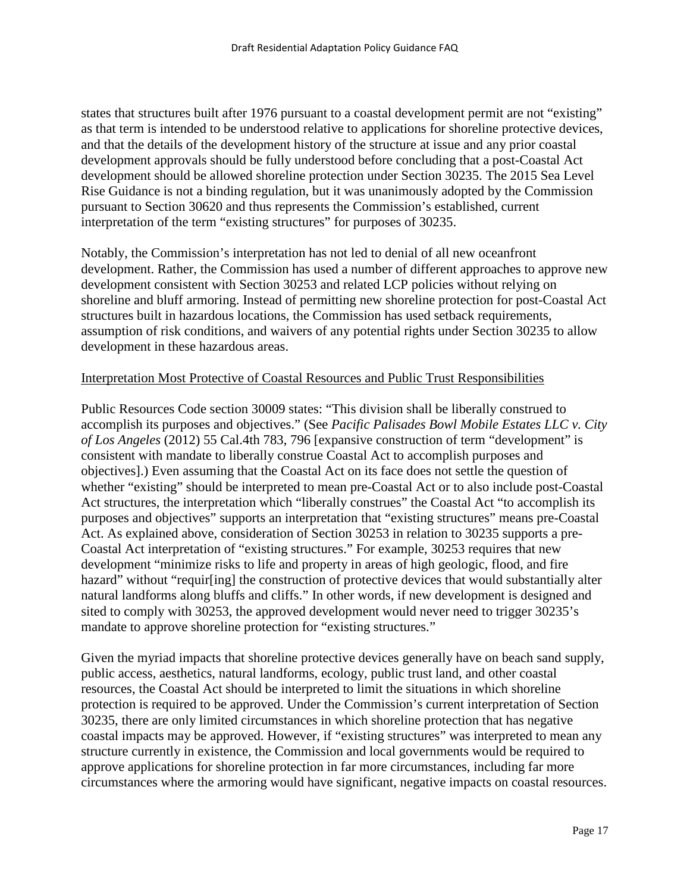states that structures built after 1976 pursuant to a coastal development permit are not "existing" as that term is intended to be understood relative to applications for shoreline protective devices, and that the details of the development history of the structure at issue and any prior coastal development approvals should be fully understood before concluding that a post-Coastal Act development should be allowed shoreline protection under Section 30235. The 2015 Sea Level Rise Guidance is not a binding regulation, but it was unanimously adopted by the Commission pursuant to Section 30620 and thus represents the Commission's established, current interpretation of the term "existing structures" for purposes of 30235.

Notably, the Commission's interpretation has not led to denial of all new oceanfront development. Rather, the Commission has used a number of different approaches to approve new development consistent with Section 30253 and related LCP policies without relying on shoreline and bluff armoring. Instead of permitting new shoreline protection for post-Coastal Act structures built in hazardous locations, the Commission has used setback requirements, assumption of risk conditions, and waivers of any potential rights under Section 30235 to allow development in these hazardous areas.

<u>Interpretation Most Protective of Coastal Resources and Public Trust Responsibilities</u>

Public Resources Code section 30009 states: "This division shall be liberally construed to accomplish its purposes and objectives." (See *Pacific Palisades Bowl Mobile Estates LLC v. City of Los Angeles* (2012) 55 Cal.4th 783, 796 [expansive construction of term "development" is consistent with mandate to liberally construe Coastal Act to accomplish purposes and objectives].) Even assuming that the Coastal Act on its face does not settle the question of whether "existing" should be interpreted to mean pre-Coastal Act or to also include post-Coastal Act structures, the interpretation which "liberally construes" the Coastal Act "to accomplish its purposes and objectives" supports an interpretation that "existing structures" means pre-Coastal Act. As explained above, consideration of Section 30253 in relation to 30235 supports a pre-Coastal Act interpretation of "existing structures." For example, 30253 requires that new development "minimize risks to life and property in areas of high geologic, flood, and fire hazard" without "requir[ing] the construction of protective devices that would substantially alter natural landforms along bluffs and cliffs." In other words, if new development is designed and sited to comply with 30253, the approved development would never need to trigger 30235's mandate to approve shoreline protection for "existing structures."

Given the myriad impacts that shoreline protective devices generally have on beach sand supply, public access, aesthetics, natural landforms, ecology, public trust land, and other coastal resources, the Coastal Act should be interpreted to limit the situations in which shoreline protection is required to be approved. Under the Commission's current interpretation of Section 30235, there are only limited circumstances in which shoreline protection that has negative coastal impacts may be approved. However, if "existing structures" was interpreted to mean any structure currently in existence, the Commission and local governments would be required to approve applications for shoreline protection in far more circumstances, including far more circumstances where the armoring would have significant, negative impacts on coastal resources.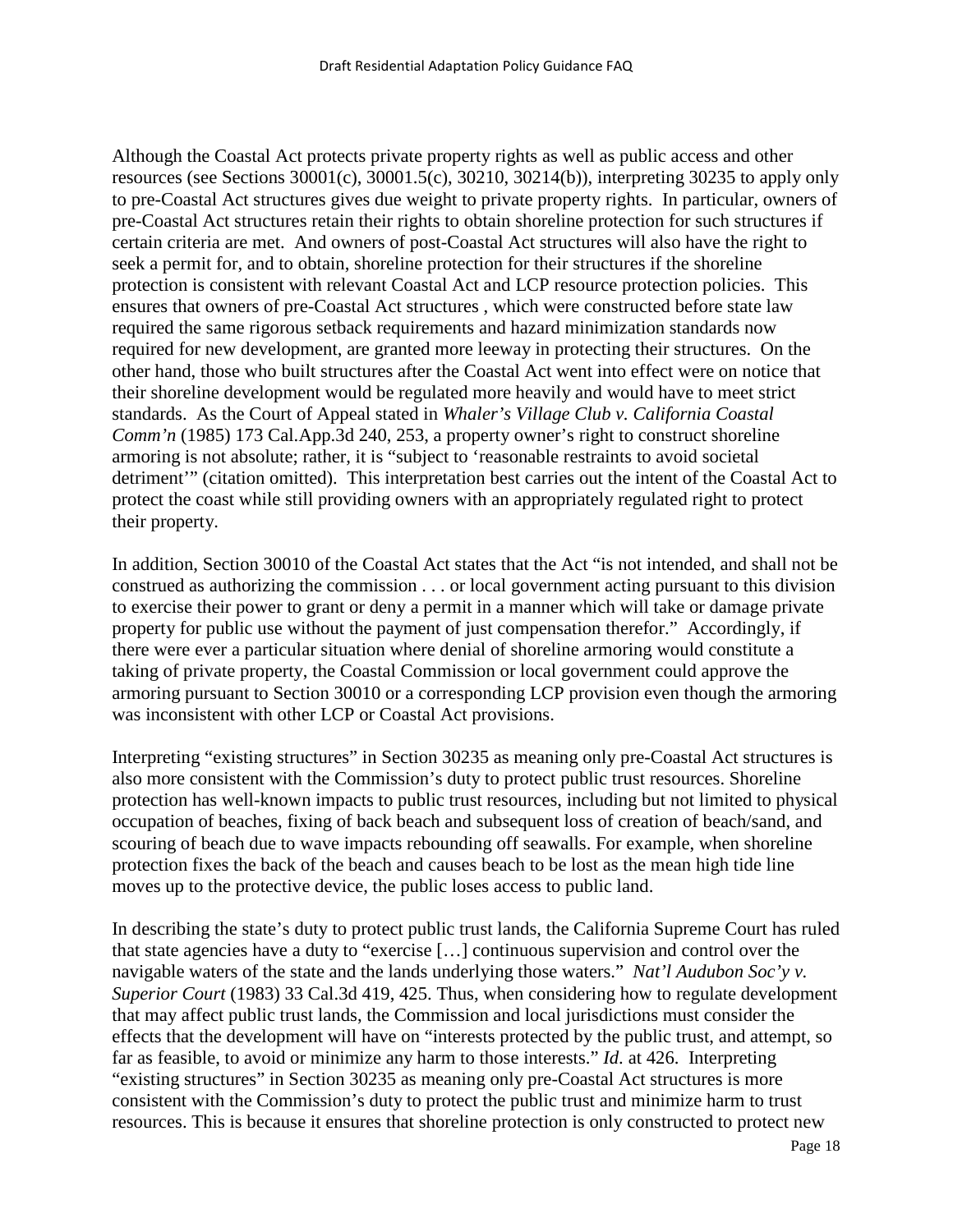Although the Coastal Act protects private property rights as well as public access and other resources (see Sections 30001(c), 30001.5(c), 30210, 30214(b)), interpreting 30235 to apply only to pre-Coastal Act structures gives due weight to private property rights. In particular, owners of pre-Coastal Act structures retain their rights to obtain shoreline protection for such structures if certain criteria are met. And owners of post-Coastal Act structures will also have the right to seek a permit for, and to obtain, shoreline protection for their structures if the shoreline protection is consistent with relevant Coastal Act and LCP resource protection policies. This ensures that owners of pre-Coastal Act structures , which were constructed before state law required the same rigorous setback requirements and hazard minimization standards now required for new development, are granted more leeway in protecting their structures. On the other hand, those who built structures after the Coastal Act went into effect were on notice that their shoreline development would be regulated more heavily and would have to meet strict standards. As the Court of Appeal stated in *Whaler's Village Club v. California Coastal Comm'n* (1985) 173 Cal.App.3d 240, 253, a property owner's right to construct shoreline armoring is not absolute; rather, it is "subject to 'reasonable restraints to avoid societal detriment'" (citation omitted). This interpretation best carries out the intent of the Coastal Act to protect the coast while still providing owners with an appropriately regulated right to protect their property.

In addition, Section 30010 of the Coastal Act states that the Act "is not intended, and shall not be construed as authorizing the commission . . . or local government acting pursuant to this division to exercise their power to grant or deny a permit in a manner which will take or damage private property for public use without the payment of just compensation therefor." Accordingly, if there were ever a particular situation where denial of shoreline armoring would constitute a taking of private property, the Coastal Commission or local government could approve the armoring pursuant to Section 30010 or a corresponding LCP provision even though the armoring was inconsistent with other LCP or Coastal Act provisions.

Interpreting "existing structures" in Section 30235 as meaning only pre-Coastal Act structures is also more consistent with the Commission's duty to protect public trust resources. Shoreline protection has well-known impacts to public trust resources, including but not limited to physical occupation of beaches, fixing of back beach and subsequent loss of creation of beach/sand, and scouring of beach due to wave impacts rebounding off seawalls. For example, when shoreline protection fixes the back of the beach and causes beach to be lost as the mean high tide line moves up to the protective device, the public loses access to public land.

In describing the state's duty to protect public trust lands, the California Supreme Court has ruled that state agencies have a duty to "exercise […] continuous supervision and control over the navigable waters of the state and the lands underlying those waters." *Nat'l Audubon Soc'y v. Superior Court* (1983) 33 Cal.3d 419, 425. Thus, when considering how to regulate development that may affect public trust lands, the Commission and local jurisdictions must consider the effects that the development will have on "interests protected by the public trust, and attempt, so far as feasible, to avoid or minimize any harm to those interests." *Id.* at 426. Interpreting "existing structures" in Section 30235 as meaning only pre-Coastal Act structures is more consistent with the Commission's duty to protect the public trust and minimize harm to trust resources. This is because it ensures that shoreline protection is only constructed to protect new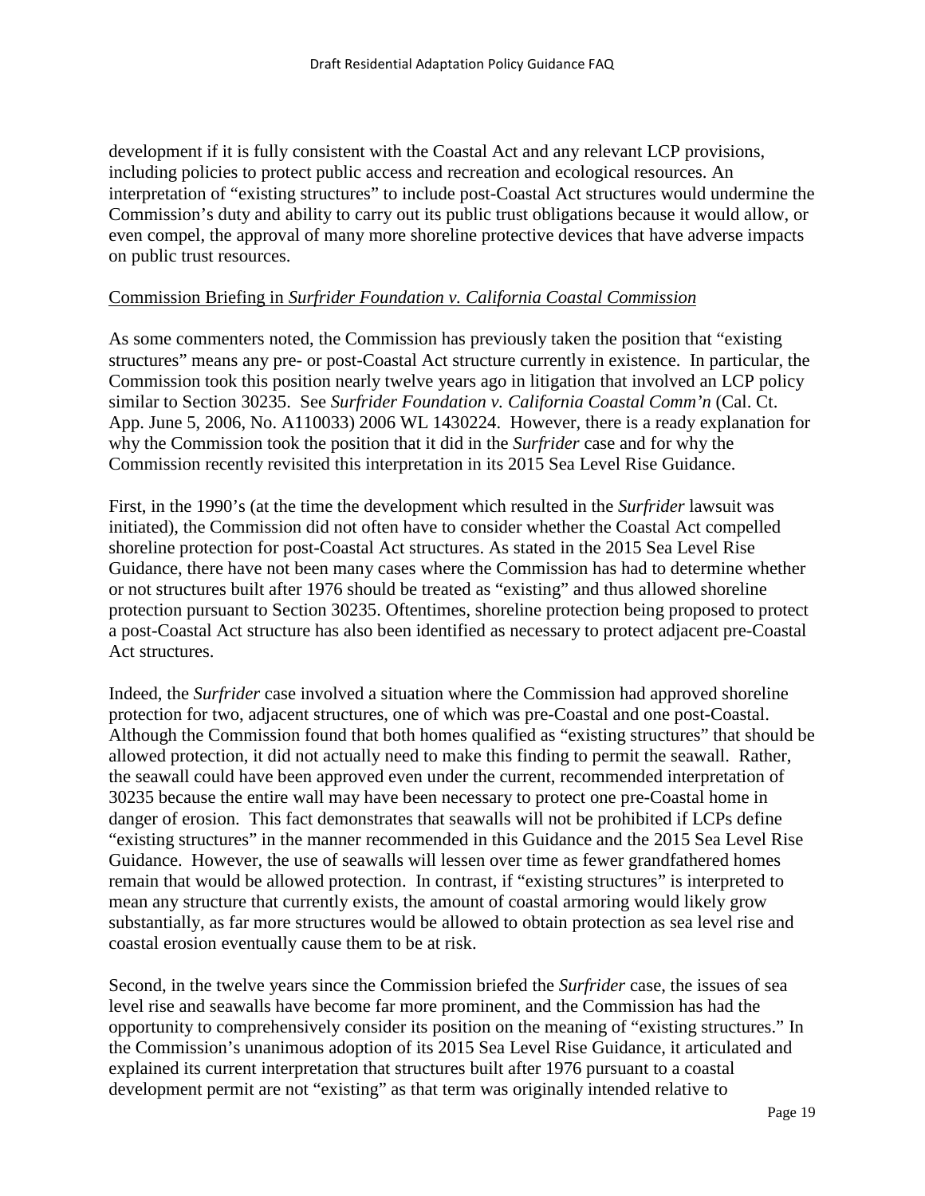development if it is fully consistent with the Coastal Act and any relevant LCP provisions, including policies to protect public access and recreation and ecological resources. An interpretation of "existing structures" to include post-Coastal Act structures would undermine the Commission's duty and ability to carry out its public trust obligations because it would allow, or even compel, the approval of many more shoreline protective devices that have adverse impacts on public trust resources.

<u>Commission Briefing in *Surfrider Foundation v. California Coastal Commission*</u>

As some commenters noted, the Commission has previously taken the position that "existing structures" means any pre- or post-Coastal Act structure currently in existence. In particular, the Commission took this position nearly twelve years ago in litigation that involved an LCP policy similar to Section 30235. See *Surfrider Foundation v. California Coastal Comm'n* (Cal. Ct. App. June 5, 2006, No. A110033) 2006 WL 1430224. However, there is a ready explanation for why the Commission took the position that it did in the *Surfrider* case and for why the Commission recently revisited this interpretation in its 2015 Sea Level Rise Guidance.

First, in the 1990's (at the time the development which resulted in the *Surfrider* lawsuit was initiated), the Commission did not often have to consider whether the Coastal Act compelled shoreline protection for post-Coastal Act structures. As stated in the 2015 Sea Level Rise Guidance, there have not been many cases where the Commission has had to determine whether or not structures built after 1976 should be treated as "existing" and thus allowed shoreline protection pursuant to Section 30235. Oftentimes, shoreline protection being proposed to protect a post-Coastal Act structure has also been identified as necessary to protect adjacent pre-Coastal Act structures.

Indeed, the *Surfrider* case involved a situation where the Commission had approved shoreline protection for two, adjacent structures, one of which was pre-Coastal and one post-Coastal. Although the Commission found that both homes qualified as "existing structures" that should be allowed protection, it did not actually need to make this finding to permit the seawall. Rather, the seawall could have been approved even under the current, recommended interpretation of 30235 because the entire wall may have been necessary to protect one pre-Coastal home in danger of erosion. This fact demonstrates that seawalls will not be prohibited if LCPs define "existing structures" in the manner recommended in this Guidance and the 2015 Sea Level Rise Guidance. However, the use of seawalls will lessen over time as fewer grandfathered homes remain that would be allowed protection. In contrast, if "existing structures" is interpreted to mean any structure that currently exists, the amount of coastal armoring would likely grow substantially, as far more structures would be allowed to obtain protection as sea level rise and coastal erosion eventually cause them to be at risk.

Second, in the twelve years since the Commission briefed the *Surfrider* case, the issues of sea level rise and seawalls have become far more prominent, and the Commission has had the opportunity to comprehensively consider its position on the meaning of "existing structures." In the Commission's unanimous adoption of its 2015 Sea Level Rise Guidance, it articulated and explained its current interpretation that structures built after 1976 pursuant to a coastal development permit are not "existing" as that term was originally intended relative to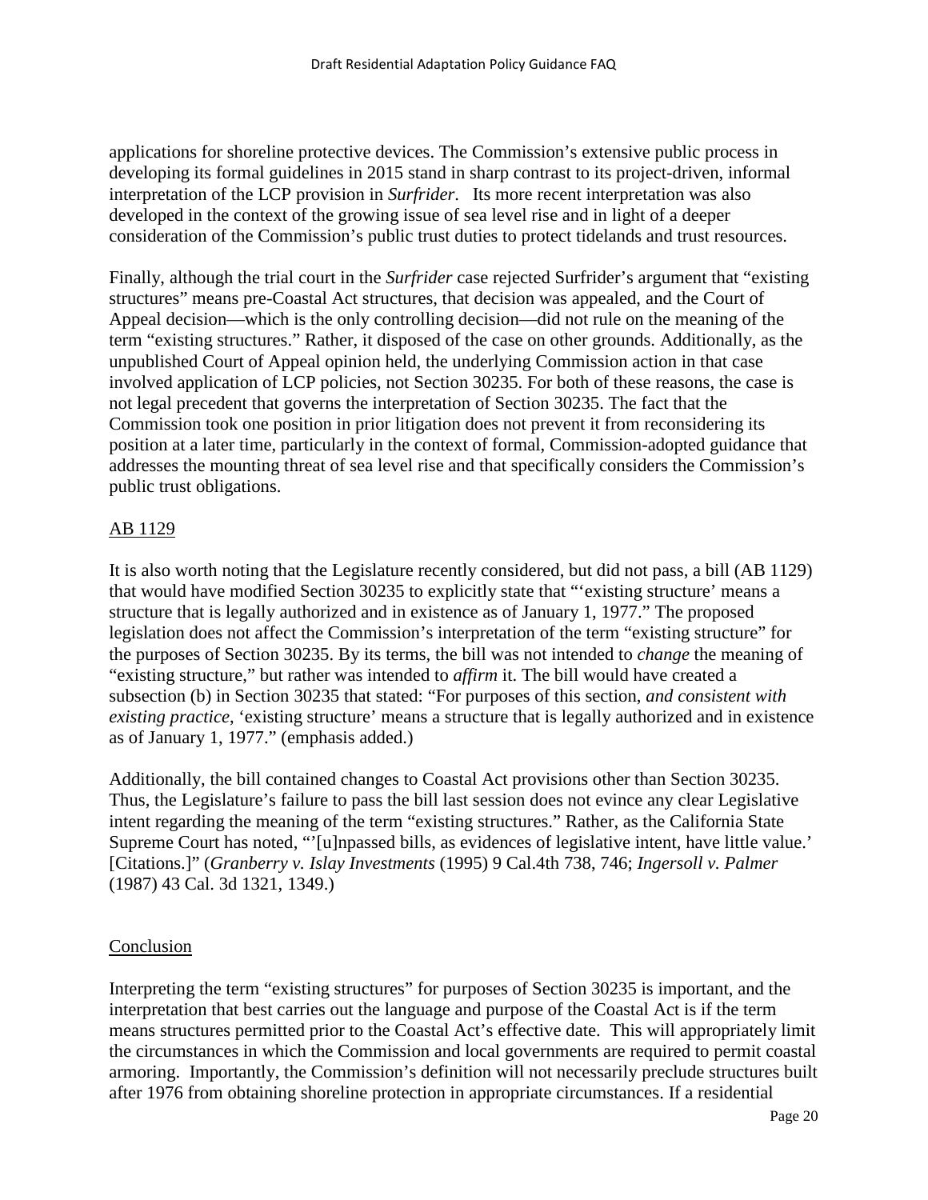applications for shoreline protective devices. The Commission's extensive public process in developing its formal guidelines in 2015 stand in sharp contrast to its project-driven, informal interpretation of the LCP provision in *Surfrider*. Its more recent interpretation was also developed in the context of the growing issue of sea level rise and in light of a deeper consideration of the Commission's public trust duties to protect tidelands and trust resources.

Finally, although the trial court in the *Surfrider* case rejected Surfrider's argument that "existing structures" means pre-Coastal Act structures, that decision was appealed, and the Court of Appeal decision—which is the only controlling decision—did not rule on the meaning of the term "existing structures." Rather, it disposed of the case on other grounds. Additionally, as the unpublished Court of Appeal opinion held, the underlying Commission action in that case involved application of LCP policies, not Section 30235. For both of these reasons, the case is not legal precedent that governs the interpretation of Section 30235. The fact that the Commission took one position in prior litigation does not prevent it from reconsidering its position at a later time, particularly in the context of formal, Commission-adopted guidance that addresses the mounting threat of sea level rise and that specifically considers the Commission's public trust obligations.

## AB 1129

It is also worth noting that the Legislature recently considered, but did not pass, a bill (AB 1129) that would have modified Section 30235 to explicitly state that "'existing structure' means a structure that is legally authorized and in existence as of January 1, 1977." The proposed legislation does not affect the Commission's interpretation of the term "existing structure" for the purposes of Section 30235. By its terms, the bill was not intended to *change* the meaning of "existing structure," but rather was intended to *affirm* it. The bill would have created a subsection (b) in Section 30235 that stated: "For purposes of this section, *and consistent with existing practice*, 'existing structure' means a structure that is legally authorized and in existence as of January 1, 1977." (emphasis added.)

Additionally, the bill contained changes to Coastal Act provisions other than Section 30235. Thus, the Legislature's failure to pass the bill last session does not evince any clear Legislative intent regarding the meaning of the term "existing structures." Rather, as the California State Supreme Court has noted, "'[u]npassed bills, as evidences of legislative intent, have little value.' [Citations.]" (*Granberry v. Islay Investments* (1995) 9 Cal.4th 738, 746; *Ingersoll v. Palmer* (1987) 43 Cal. 3d 1321, 1349.)

## Conclusion

Interpreting the term "existing structures" for purposes of Section 30235 is important, and the interpretation that best carries out the language and purpose of the Coastal Act is if the term means structures permitted prior to the Coastal Act's effective date. This will appropriately limit the circumstances in which the Commission and local governments are required to permit coastal armoring. Importantly, the Commission's definition will not necessarily preclude structures built after 1976 from obtaining shoreline protection in appropriate circumstances. If a residential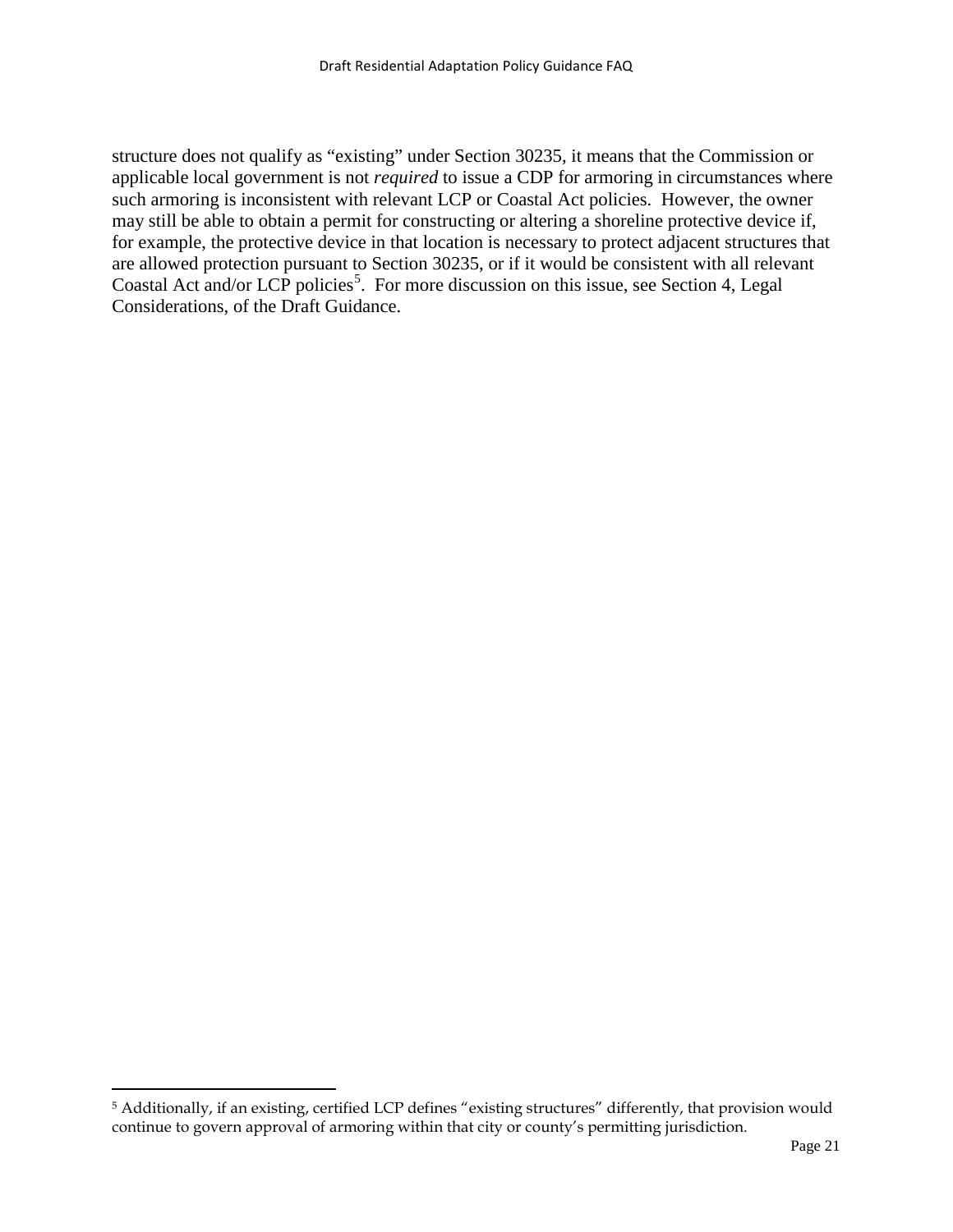structure does not qualify as “existing” under Section 30235, it means that the Commission or applicable local government is not *required* to issue a CDP for armoring in circumstances where such armoring is inconsistent with relevant LCP or Coastal Act policies. However, the owner may still be able to obtain a permit for constructing or altering a shoreline protective device if, for example, the protective device in that location is necessary to protect adjacent structures that are allowed protection pursuant to Section 30235, or if it would be consistent with all relevant Coastal Act and/or LCP policies[5]. For more discussion on this issue, see Section 4, Legal Considerations, of the Draft Guidance.

[5] Additionally, if an existing, certified LCP defines “existing structures” differently, that provision would continue to govern approval of armoring within that city or county’s permitting jurisdiction.